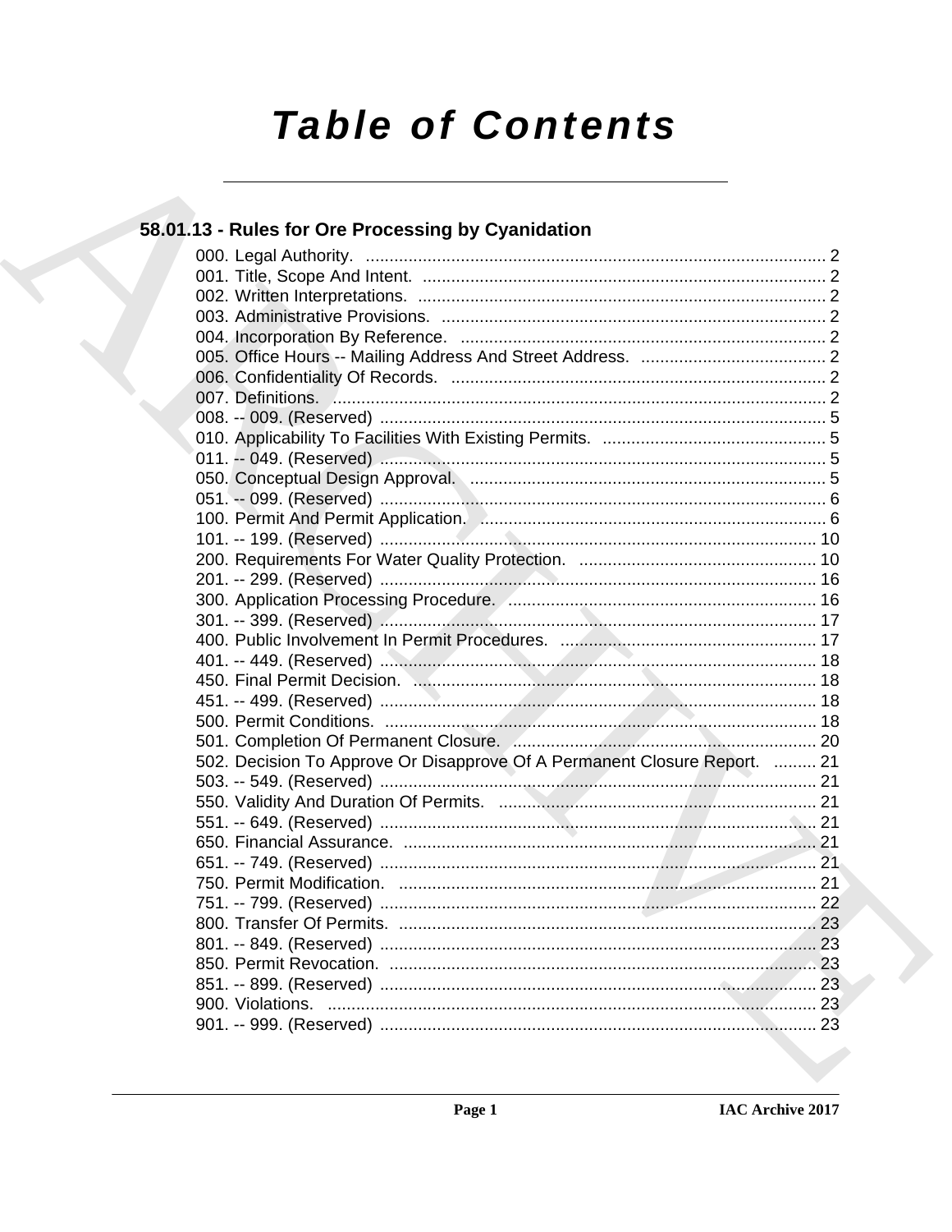# Table of Contents

## 58.01.13 - Rules for Ore Processing by Cyanidation

000. Legal Authority. ... 2
001. Title, Scope And Intent. ... 2
002. Written Interpretations. ... 2
003. Administrative Provisions. ... 2
004. Incorporation By Reference. ... 2
005. Office Hours -- Mailing Address And Street Address. ... 2
006. Confidentiality Of Records. ... 2
007. Definitions. ... 2
008. -- 009. (Reserved) ... 5
010. Applicability To Facilities With Existing Permits. ... 5
011. -- 049. (Reserved) ... 5
050. Conceptual Design Approval. ... 5
051. -- 099. (Reserved) ... 6
100. Permit And Permit Application. ... 6
101. -- 199. (Reserved) ... 10
200. Requirements For Water Quality Protection. ... 10
201. -- 299. (Reserved) ... 16
300. Application Processing Procedure. ... 16
301. -- 399. (Reserved) ... 17
400. Public Involvement In Permit Procedures. ... 17
401. -- 449. (Reserved) ... 18
450. Final Permit Decision. ... 18
451. -- 499. (Reserved) ... 18
500. Permit Conditions. ... 18
501. Completion Of Permanent Closure. ... 20
502. Decision To Approve Or Disapprove Of A Permanent Closure Report. ... 21
503. -- 549. (Reserved) ... 21
550. Validity And Duration Of Permits. ... 21
551. -- 649. (Reserved) ... 21
650. Financial Assurance. ... 21
651. -- 749. (Reserved) ... 21
750. Permit Modification. ... 21
751. -- 799. (Reserved) ... 22
800. Transfer Of Permits. ... 23
801. -- 849. (Reserved) ... 23
850. Permit Revocation. ... 23
851. -- 899. (Reserved) ... 23
900. Violations. ... 23
901. -- 999. (Reserved) ... 23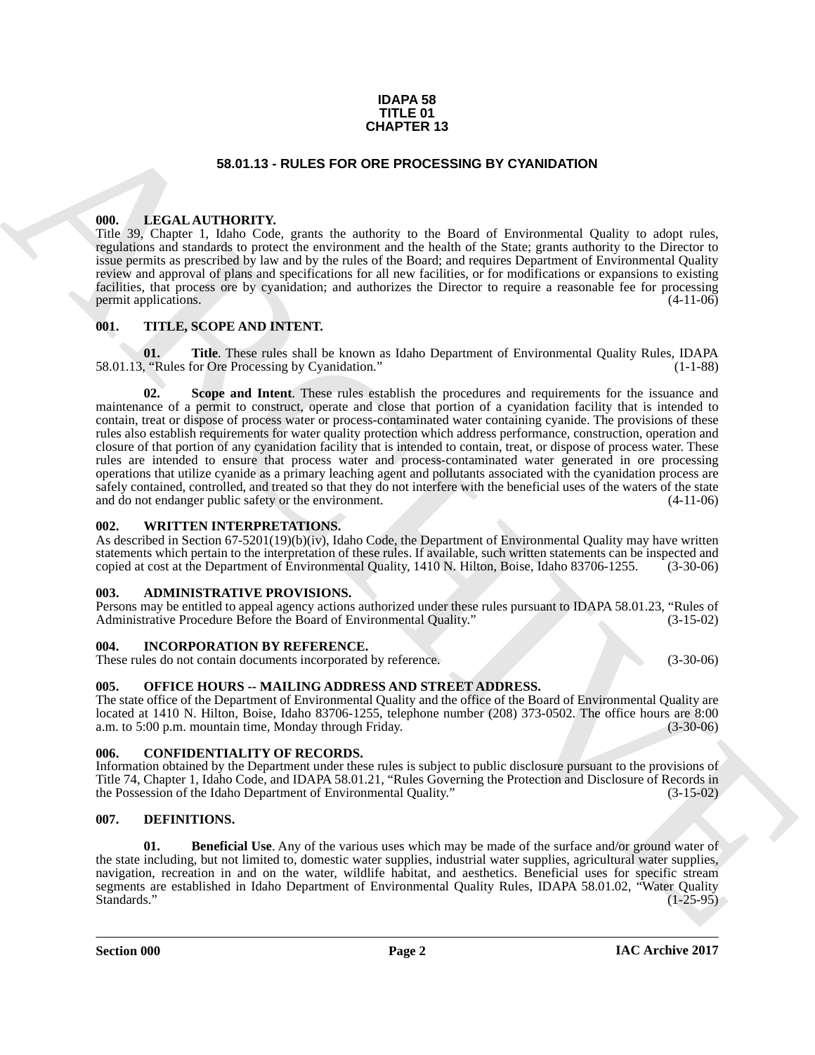**IDAPA 58**
**TITLE 01**
**CHAPTER 13**

# 58.01.13 - RULES FOR ORE PROCESSING BY CYANIDATION

## 000. LEGAL AUTHORITY.

Title 39, Chapter 1, Idaho Code, grants the authority to the Board of Environmental Quality to adopt rules, regulations and standards to protect the environment and the health of the State; grants authority to the Director to issue permits as prescribed by law and by the rules of the Board; and requires Department of Environmental Quality review and approval of plans and specifications for all new facilities, or for modifications or expansions to existing facilities, that process ore by cyanidation; and authorizes the Director to require a reasonable fee for processing permit applications. (4-11-06)

## 001. TITLE, SCOPE AND INTENT.

**01. Title**. These rules shall be known as Idaho Department of Environmental Quality Rules, IDAPA 58.01.13, "Rules for Ore Processing by Cyanidation." (1-1-88)

**02. Scope and Intent**. These rules establish the procedures and requirements for the issuance and maintenance of a permit to construct, operate and close that portion of a cyanidation facility that is intended to contain, treat or dispose of process water or process-contaminated water containing cyanide. The provisions of these rules also establish requirements for water quality protection which address performance, construction, operation and closure of that portion of any cyanidation facility that is intended to contain, treat, or dispose of process water. These rules are intended to ensure that process water and process-contaminated water generated in ore processing operations that utilize cyanide as a primary leaching agent and pollutants associated with the cyanidation process are safely contained, controlled, and treated so that they do not interfere with the beneficial uses of the waters of the state and do not endanger public safety or the environment. (4-11-06)

## 002. WRITTEN INTERPRETATIONS.

As described in Section 67-5201(19)(b)(iv), Idaho Code, the Department of Environmental Quality may have written statements which pertain to the interpretation of these rules. If available, such written statements can be inspected and copied at cost at the Department of Environmental Quality, 1410 N. Hilton, Boise, Idaho 83706-1255. (3-30-06)

## 003. ADMINISTRATIVE PROVISIONS.

Persons may be entitled to appeal agency actions authorized under these rules pursuant to IDAPA 58.01.23, "Rules of Administrative Procedure Before the Board of Environmental Quality." (3-15-02)

## 004. INCORPORATION BY REFERENCE.

These rules do not contain documents incorporated by reference. (3-30-06)

## 005. OFFICE HOURS -- MAILING ADDRESS AND STREET ADDRESS.

The state office of the Department of Environmental Quality and the office of the Board of Environmental Quality are located at 1410 N. Hilton, Boise, Idaho 83706-1255, telephone number (208) 373-0502. The office hours are 8:00 a.m. to 5:00 p.m. mountain time, Monday through Friday. (3-30-06)

## 006. CONFIDENTIALITY OF RECORDS.

Information obtained by the Department under these rules is subject to public disclosure pursuant to the provisions of Title 74, Chapter 1, Idaho Code, and IDAPA 58.01.21, "Rules Governing the Protection and Disclosure of Records in the Possession of the Idaho Department of Environmental Quality." (3-15-02)

## 007. DEFINITIONS.

**01. Beneficial Use**. Any of the various uses which may be made of the surface and/or ground water of the state including, but not limited to, domestic water supplies, industrial water supplies, agricultural water supplies, navigation, recreation in and on the water, wildlife habitat, and aesthetics. Beneficial uses for specific stream segments are established in Idaho Department of Environmental Quality Rules, IDAPA 58.01.02, "Water Quality Standards." (1-25-95)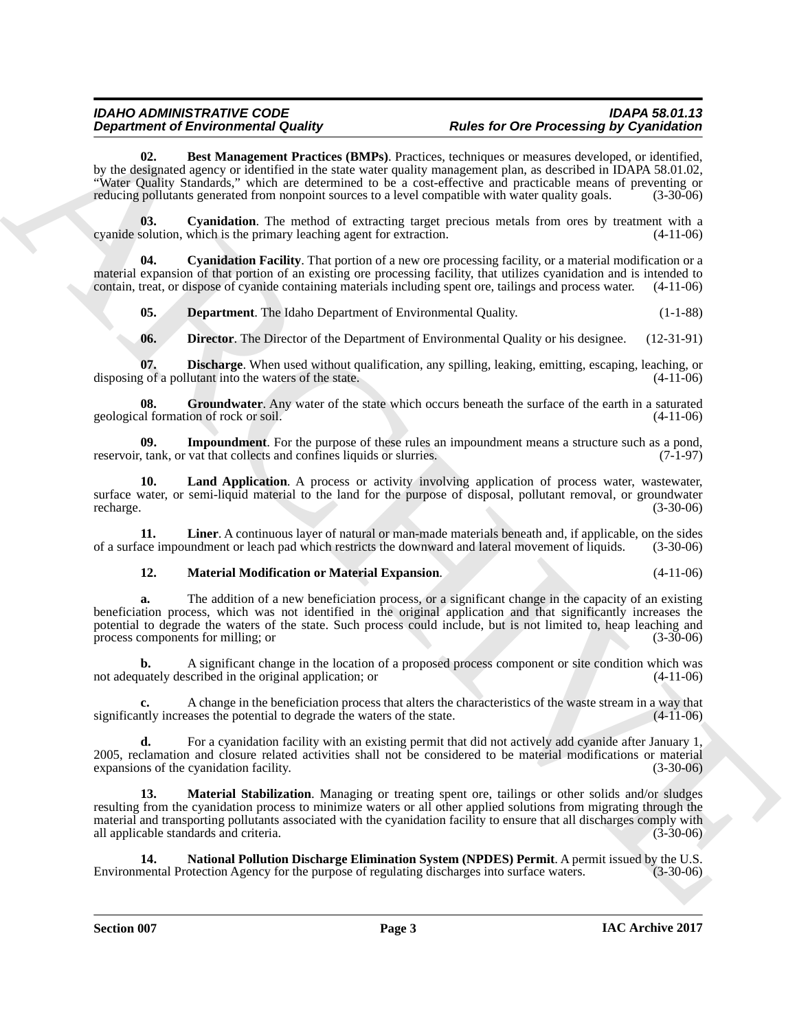**02. Best Management Practices (BMPs)**. Practices, techniques or measures developed, or identified, by the designated agency or identified in the state water quality management plan, as described in IDAPA 58.01.02, "Water Quality Standards," which are determined to be a cost-effective and practicable means of preventing or reducing pollutants generated from nonpoint sources to a level compatible with water quality goals. (3-30-06)

**03. Cyanidation**. The method of extracting target precious metals from ores by treatment with a cyanide solution, which is the primary leaching agent for extraction. (4-11-06)

**04. Cyanidation Facility**. That portion of a new ore processing facility, or a material modification or a material expansion of that portion of an existing ore processing facility, that utilizes cyanidation and is intended to contain, treat, or dispose of cyanide containing materials including spent ore, tailings and process water. (4-11-06)

**05. Department**. The Idaho Department of Environmental Quality. (1-1-88)

**06. Director**. The Director of the Department of Environmental Quality or his designee. (12-31-91)

**07. Discharge**. When used without qualification, any spilling, leaking, emitting, escaping, leaching, or disposing of a pollutant into the waters of the state. (4-11-06)

**08. Groundwater**. Any water of the state which occurs beneath the surface of the earth in a saturated geological formation of rock or soil. (4-11-06)

**09. Impoundment**. For the purpose of these rules an impoundment means a structure such as a pond, reservoir, tank, or vat that collects and confines liquids or slurries. (7-1-97)

**10. Land Application**. A process or activity involving application of process water, wastewater, surface water, or semi-liquid material to the land for the purpose of disposal, pollutant removal, or groundwater recharge. (3-30-06)

**11. Liner**. A continuous layer of natural or man-made materials beneath and, if applicable, on the sides of a surface impoundment or leach pad which restricts the downward and lateral movement of liquids. (3-30-06)

**12. Material Modification or Material Expansion**. (4-11-06)

**a.** The addition of a new beneficiation process, or a significant change in the capacity of an existing beneficiation process, which was not identified in the original application and that significantly increases the potential to degrade the waters of the state. Such process could include, but is not limited to, heap leaching and process components for milling; or (3-30-06)

**b.** A significant change in the location of a proposed process component or site condition which was not adequately described in the original application; or (4-11-06)

**c.** A change in the beneficiation process that alters the characteristics of the waste stream in a way that significantly increases the potential to degrade the waters of the state. (4-11-06)

**d.** For a cyanidation facility with an existing permit that did not actively add cyanide after January 1, 2005, reclamation and closure related activities shall not be considered to be material modifications or material expansions of the cyanidation facility. (3-30-06)

**13. Material Stabilization**. Managing or treating spent ore, tailings or other solids and/or sludges resulting from the cyanidation process to minimize waters or all other applied solutions from migrating through the material and transporting pollutants associated with the cyanidation facility to ensure that all discharges comply with all applicable standards and criteria. (3-30-06)

**14. National Pollution Discharge Elimination System (NPDES) Permit**. A permit issued by the U.S. Environmental Protection Agency for the purpose of regulating discharges into surface waters. (3-30-06)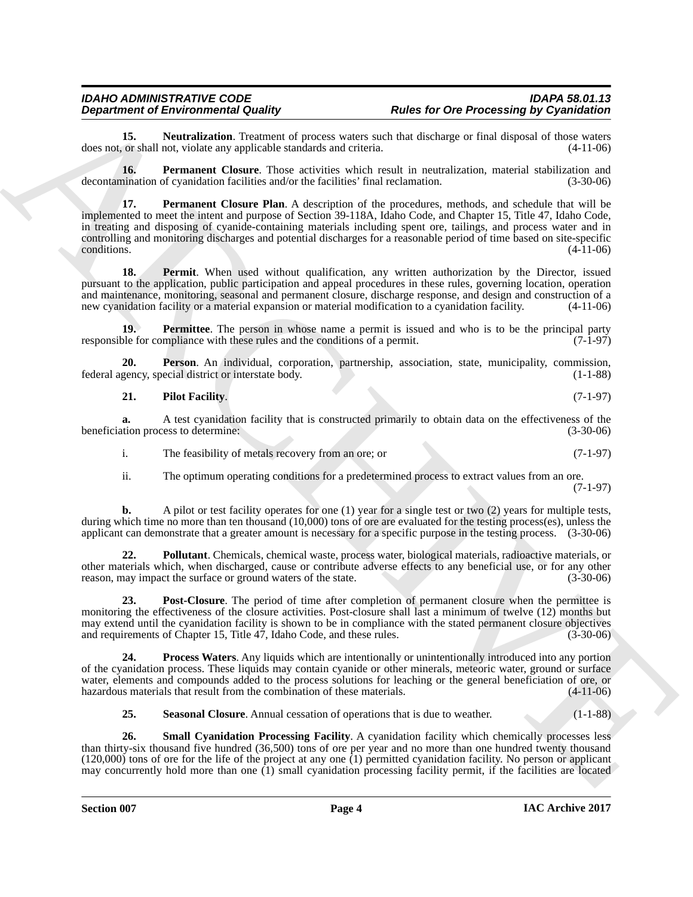**15. Neutralization**. Treatment of process waters such that discharge or final disposal of those waters does not, or shall not, violate any applicable standards and criteria. (4-11-06)

**16. Permanent Closure**. Those activities which result in neutralization, material stabilization and decontamination of cyanidation facilities and/or the facilities' final reclamation. (3-30-06)

**17. Permanent Closure Plan**. A description of the procedures, methods, and schedule that will be implemented to meet the intent and purpose of Section 39-118A, Idaho Code, and Chapter 15, Title 47, Idaho Code, in treating and disposing of cyanide-containing materials including spent ore, tailings, and process water and in controlling and monitoring discharges and potential discharges for a reasonable period of time based on site-specific conditions. (4-11-06)

**18. Permit**. When used without qualification, any written authorization by the Director, issued pursuant to the application, public participation and appeal procedures in these rules, governing location, operation and maintenance, monitoring, seasonal and permanent closure, discharge response, and design and construction of a new cyanidation facility or a material expansion or material modification to a cyanidation facility. (4-11-06)

**19. Permittee**. The person in whose name a permit is issued and who is to be the principal party responsible for compliance with these rules and the conditions of a permit. (7-1-97)

**20. Person**. An individual, corporation, partnership, association, state, municipality, commission, federal agency, special district or interstate body. (1-1-88)

**21. Pilot Facility**. (7-1-97)

**a.** A test cyanidation facility that is constructed primarily to obtain data on the effectiveness of the beneficiation process to determine: (3-30-06)

i. The feasibility of metals recovery from an ore; or (7-1-97)

ii. The optimum operating conditions for a predetermined process to extract values from an ore. (7-1-97)

**b.** A pilot or test facility operates for one (1) year for a single test or two (2) years for multiple tests, during which time no more than ten thousand (10,000) tons of ore are evaluated for the testing process(es), unless the applicant can demonstrate that a greater amount is necessary for a specific purpose in the testing process. (3-30-06)

**22. Pollutant**. Chemicals, chemical waste, process water, biological materials, radioactive materials, or other materials which, when discharged, cause or contribute adverse effects to any beneficial use, or for any other reason, may impact the surface or ground waters of the state. (3-30-06)

**23. Post-Closure**. The period of time after completion of permanent closure when the permittee is monitoring the effectiveness of the closure activities. Post-closure shall last a minimum of twelve (12) months but may extend until the cyanidation facility is shown to be in compliance with the stated permanent closure objectives and requirements of Chapter 15, Title 47, Idaho Code, and these rules. (3-30-06)

**24. Process Waters**. Any liquids which are intentionally or unintentionally introduced into any portion of the cyanidation process. These liquids may contain cyanide or other minerals, meteoric water, ground or surface water, elements and compounds added to the process solutions for leaching or the general beneficiation of ore, or hazardous materials that result from the combination of these materials. (4-11-06)

**25. Seasonal Closure**. Annual cessation of operations that is due to weather. (1-1-88)

**26. Small Cyanidation Processing Facility**. A cyanidation facility which chemically processes less than thirty-six thousand five hundred (36,500) tons of ore per year and no more than one hundred twenty thousand (120,000) tons of ore for the life of the project at any one (1) permitted cyanidation facility. No person or applicant may concurrently hold more than one (1) small cyanidation processing facility permit, if the facilities are located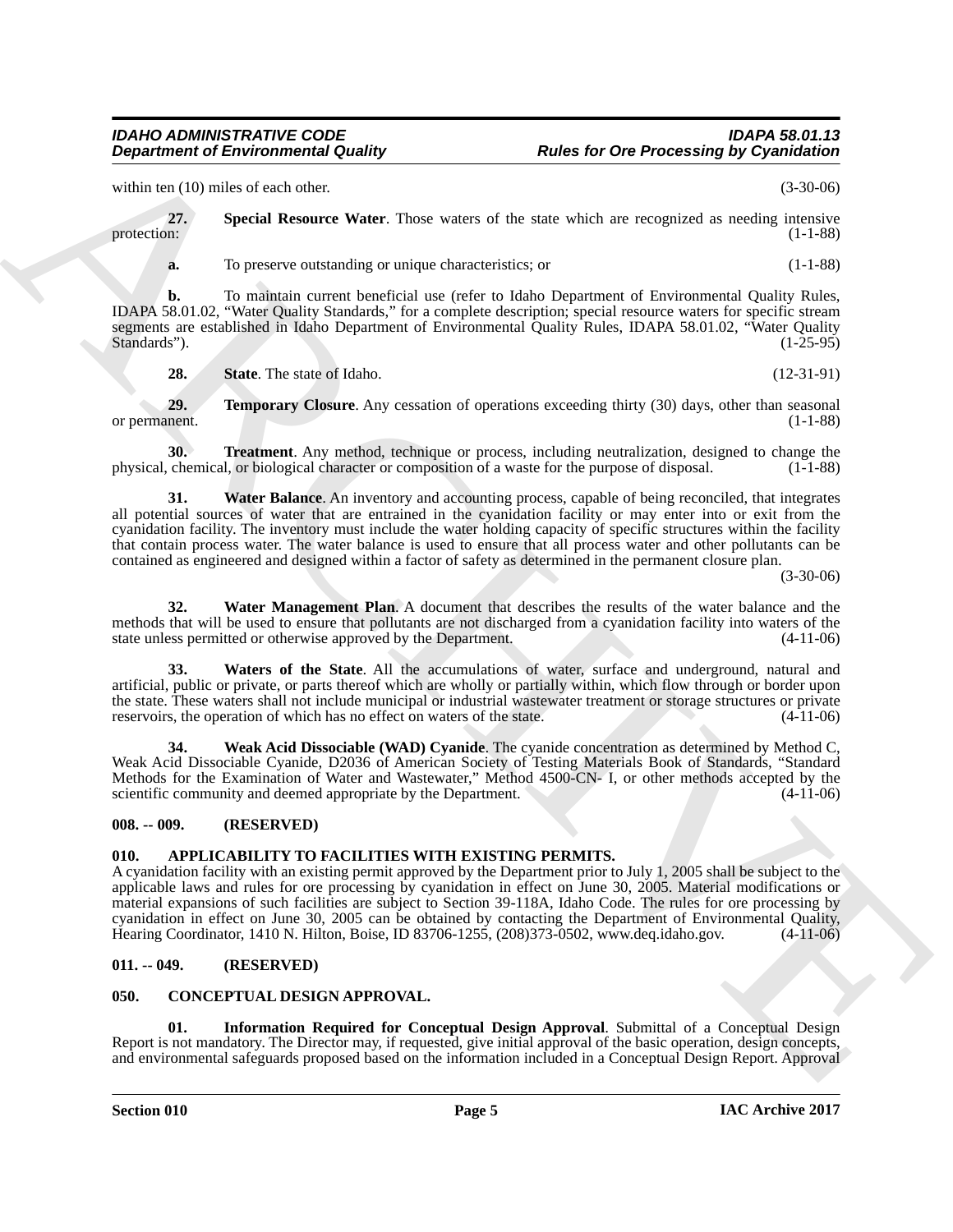within ten (10) miles of each other. (3-30-06)

**27. Special Resource Water**. Those waters of the state which are recognized as needing intensive protection: (1-1-88)

**a.** To preserve outstanding or unique characteristics; or (1-1-88)

**b.** To maintain current beneficial use (refer to Idaho Department of Environmental Quality Rules, IDAPA 58.01.02, "Water Quality Standards," for a complete description; special resource waters for specific stream segments are established in Idaho Department of Environmental Quality Rules, IDAPA 58.01.02, "Water Quality Standards"). (1-25-95)

**28. State**. The state of Idaho. (12-31-91)

**29. Temporary Closure**. Any cessation of operations exceeding thirty (30) days, other than seasonal or permanent. (1-1-88)

**30. Treatment**. Any method, technique or process, including neutralization, designed to change the physical, chemical, or biological character or composition of a waste for the purpose of disposal. (1-1-88)

**31. Water Balance**. An inventory and accounting process, capable of being reconciled, that integrates all potential sources of water that are entrained in the cyanidation facility or may enter into or exit from the cyanidation facility. The inventory must include the water holding capacity of specific structures within the facility that contain process water. The water balance is used to ensure that all process water and other pollutants can be contained as engineered and designed within a factor of safety as determined in the permanent closure plan. (3-30-06)

**32. Water Management Plan**. A document that describes the results of the water balance and the methods that will be used to ensure that pollutants are not discharged from a cyanidation facility into waters of the state unless permitted or otherwise approved by the Department. (4-11-06)

**33. Waters of the State**. All the accumulations of water, surface and underground, natural and artificial, public or private, or parts thereof which are wholly or partially within, which flow through or border upon the state. These waters shall not include municipal or industrial wastewater treatment or storage structures or private reservoirs, the operation of which has no effect on waters of the state. (4-11-06)

**34. Weak Acid Dissociable (WAD) Cyanide**. The cyanide concentration as determined by Method C, Weak Acid Dissociable Cyanide, D2036 of American Society of Testing Materials Book of Standards, "Standard Methods for the Examination of Water and Wastewater," Method 4500-CN- I, or other methods accepted by the scientific community and deemed appropriate by the Department. (4-11-06)

## 008. -- 009. (RESERVED)

## 010. APPLICABILITY TO FACILITIES WITH EXISTING PERMITS.

A cyanidation facility with an existing permit approved by the Department prior to July 1, 2005 shall be subject to the applicable laws and rules for ore processing by cyanidation in effect on June 30, 2005. Material modifications or material expansions of such facilities are subject to Section 39-118A, Idaho Code. The rules for ore processing by cyanidation in effect on June 30, 2005 can be obtained by contacting the Department of Environmental Quality, Hearing Coordinator, 1410 N. Hilton, Boise, ID 83706-1255, (208)373-0502, www.deq.idaho.gov. (4-11-06)

## 011. -- 049. (RESERVED)

## 050. CONCEPTUAL DESIGN APPROVAL.

**01. Information Required for Conceptual Design Approval**. Submittal of a Conceptual Design Report is not mandatory. The Director may, if requested, give initial approval of the basic operation, design concepts, and environmental safeguards proposed based on the information included in a Conceptual Design Report. Approval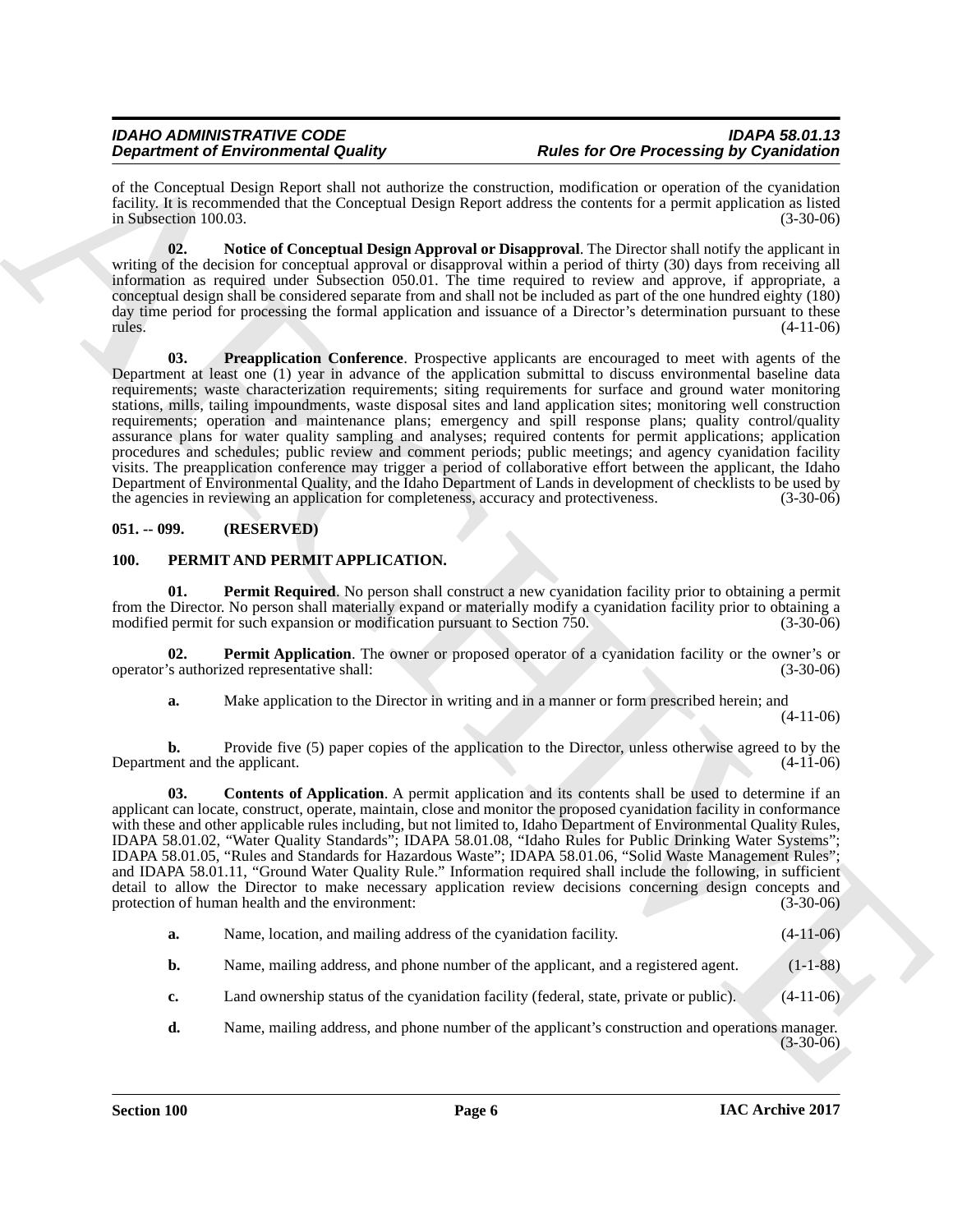of the Conceptual Design Report shall not authorize the construction, modification or operation of the cyanidation facility. It is recommended that the Conceptual Design Report address the contents for a permit application as listed in Subsection 100.03. (3-30-06)

**02. Notice of Conceptual Design Approval or Disapproval**. The Director shall notify the applicant in writing of the decision for conceptual approval or disapproval within a period of thirty (30) days from receiving all information as required under Subsection 050.01. The time required to review and approve, if appropriate, a conceptual design shall be considered separate from and shall not be included as part of the one hundred eighty (180) day time period for processing the formal application and issuance of a Director's determination pursuant to these rules. (4-11-06)

**03. Preapplication Conference**. Prospective applicants are encouraged to meet with agents of the Department at least one (1) year in advance of the application submittal to discuss environmental baseline data requirements; waste characterization requirements; siting requirements for surface and ground water monitoring stations, mills, tailing impoundments, waste disposal sites and land application sites; monitoring well construction requirements; operation and maintenance plans; emergency and spill response plans; quality control/quality assurance plans for water quality sampling and analyses; required contents for permit applications; application procedures and schedules; public review and comment periods; public meetings; and agency cyanidation facility visits. The preapplication conference may trigger a period of collaborative effort between the applicant, the Idaho Department of Environmental Quality, and the Idaho Department of Lands in development of checklists to be used by the agencies in reviewing an application for completeness, accuracy and protectiveness. (3-30-06)

## 051. -- 099. (RESERVED)

## 100. PERMIT AND PERMIT APPLICATION.

**01. Permit Required**. No person shall construct a new cyanidation facility prior to obtaining a permit from the Director. No person shall materially expand or materially modify a cyanidation facility prior to obtaining a modified permit for such expansion or modification pursuant to Section 750. (3-30-06)

**02. Permit Application**. The owner or proposed operator of a cyanidation facility or the owner's or operator's authorized representative shall: (3-30-06)

**a.** Make application to the Director in writing and in a manner or form prescribed herein; and (4-11-06)

**b.** Provide five (5) paper copies of the application to the Director, unless otherwise agreed to by the Department and the applicant. (4-11-06)

**03. Contents of Application**. A permit application and its contents shall be used to determine if an applicant can locate, construct, operate, maintain, close and monitor the proposed cyanidation facility in conformance with these and other applicable rules including, but not limited to, Idaho Department of Environmental Quality Rules, IDAPA 58.01.02, "Water Quality Standards"; IDAPA 58.01.08, "Idaho Rules for Public Drinking Water Systems"; IDAPA 58.01.05, "Rules and Standards for Hazardous Waste"; IDAPA 58.01.06, "Solid Waste Management Rules"; and IDAPA 58.01.11, "Ground Water Quality Rule." Information required shall include the following, in sufficient detail to allow the Director to make necessary application review decisions concerning design concepts and protection of human health and the environment: (3-30-06)

**a.** Name, location, and mailing address of the cyanidation facility. (4-11-06)

**b.** Name, mailing address, and phone number of the applicant, and a registered agent. (1-1-88)

**c.** Land ownership status of the cyanidation facility (federal, state, private or public). (4-11-06)

**d.** Name, mailing address, and phone number of the applicant's construction and operations manager. (3-30-06)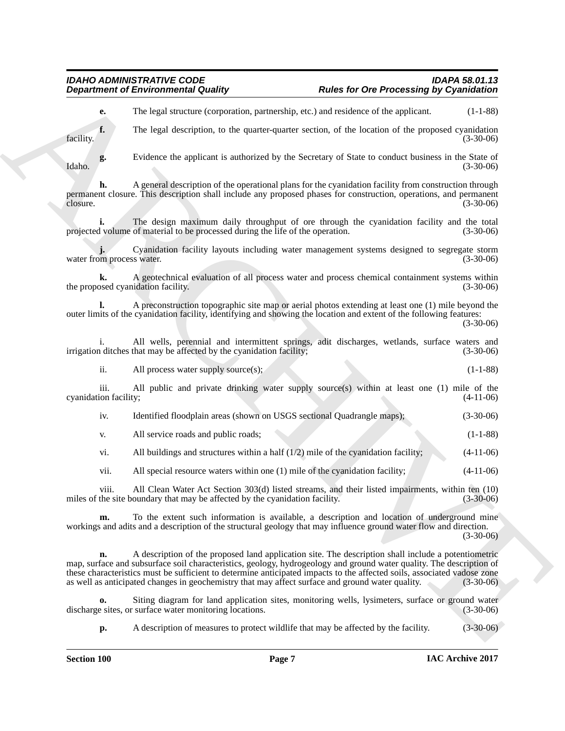**e.** The legal structure (corporation, partnership, etc.) and residence of the applicant. (1-1-88)

**f.** The legal description, to the quarter-quarter section, of the location of the proposed cyanidation facility. (3-30-06)

**g.** Evidence the applicant is authorized by the Secretary of State to conduct business in the State of Idaho. (3-30-06)

**h.** A general description of the operational plans for the cyanidation facility from construction through permanent closure. This description shall include any proposed phases for construction, operations, and permanent closure. (3-30-06)

**i.** The design maximum daily throughput of ore through the cyanidation facility and the total projected volume of material to be processed during the life of the operation. (3-30-06)

**j.** Cyanidation facility layouts including water management systems designed to segregate storm water from process water. (3-30-06)

**k.** A geotechnical evaluation of all process water and process chemical containment systems within the proposed cyanidation facility. (3-30-06)

**l.** A preconstruction topographic site map or aerial photos extending at least one (1) mile beyond the outer limits of the cyanidation facility, identifying and showing the location and extent of the following features: (3-30-06)

i. All wells, perennial and intermittent springs, adit discharges, wetlands, surface waters and irrigation ditches that may be affected by the cyanidation facility; (3-30-06)

ii. All process water supply source(s); (1-1-88)

iii. All public and private drinking water supply source(s) within at least one (1) mile of the cyanidation facility; (4-11-06)

iv. Identified floodplain areas (shown on USGS sectional Quadrangle maps); (3-30-06)

v. All service roads and public roads; (1-1-88)

vi. All buildings and structures within a half (1/2) mile of the cyanidation facility; (4-11-06)

vii. All special resource waters within one (1) mile of the cyanidation facility; (4-11-06)

viii. All Clean Water Act Section 303(d) listed streams, and their listed impairments, within ten (10) miles of the site boundary that may be affected by the cyanidation facility. (3-30-06)

**m.** To the extent such information is available, a description and location of underground mine workings and adits and a description of the structural geology that may influence ground water flow and direction. (3-30-06)

**n.** A description of the proposed land application site. The description shall include a potentiometric map, surface and subsurface soil characteristics, geology, hydrogeology and ground water quality. The description of these characteristics must be sufficient to determine anticipated impacts to the affected soils, associated vadose zone as well as anticipated changes in geochemistry that may affect surface and ground water quality. (3-30-06)

**o.** Siting diagram for land application sites, monitoring wells, lysimeters, surface or ground water discharge sites, or surface water monitoring locations. (3-30-06)

**p.** A description of measures to protect wildlife that may be affected by the facility. (3-30-06)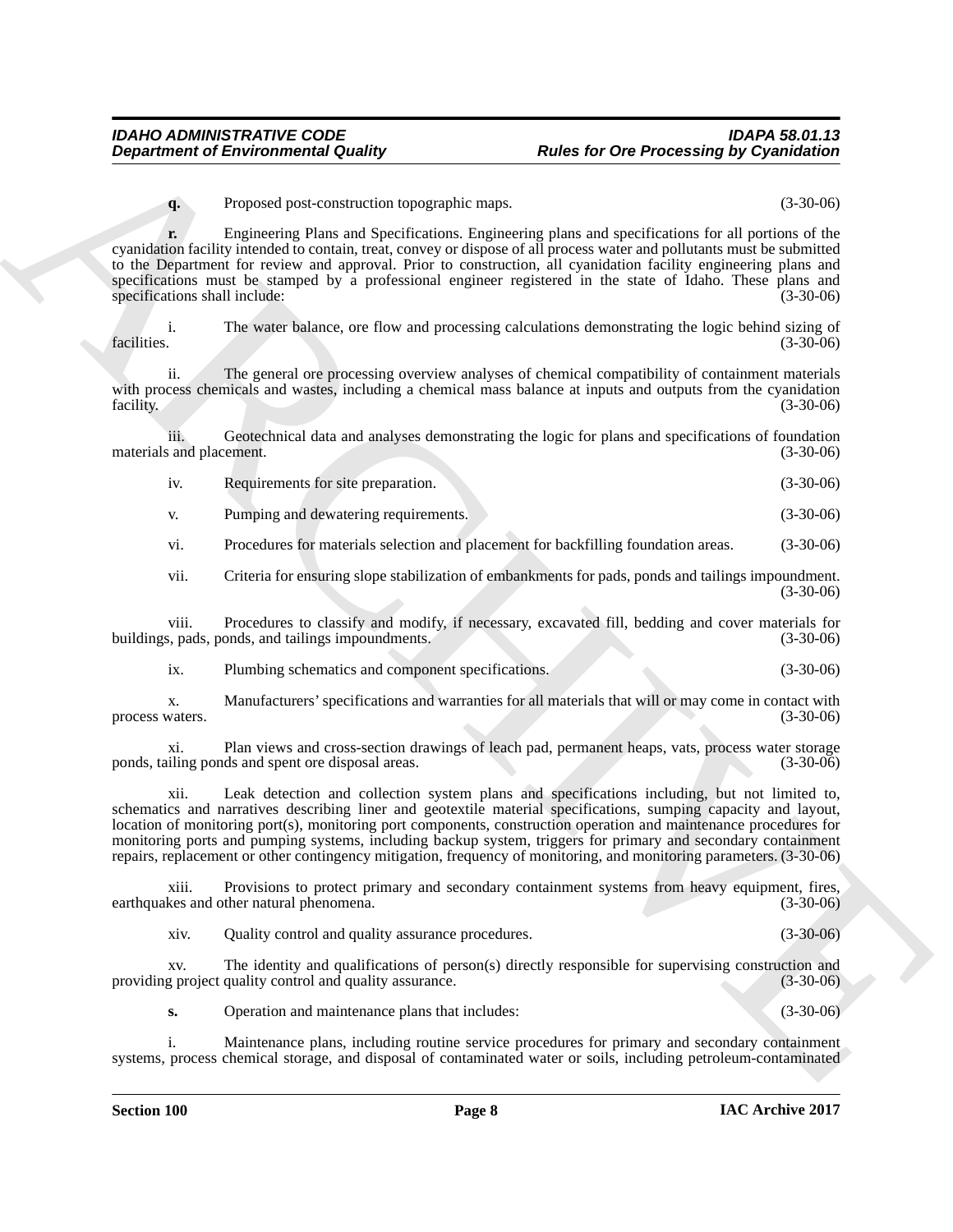**q.** Proposed post-construction topographic maps. (3-30-06)

**r.** Engineering Plans and Specifications. Engineering plans and specifications for all portions of the cyanidation facility intended to contain, treat, convey or dispose of all process water and pollutants must be submitted to the Department for review and approval. Prior to construction, all cyanidation facility engineering plans and specifications must be stamped by a professional engineer registered in the state of Idaho. These plans and specifications shall include: (3-30-06)

i. The water balance, ore flow and processing calculations demonstrating the logic behind sizing of facilities. (3-30-06)

ii. The general ore processing overview analyses of chemical compatibility of containment materials with process chemicals and wastes, including a chemical mass balance at inputs and outputs from the cyanidation facility. (3-30-06)

iii. Geotechnical data and analyses demonstrating the logic for plans and specifications of foundation materials and placement. (3-30-06)

iv. Requirements for site preparation. (3-30-06)

v. Pumping and dewatering requirements. (3-30-06)

vi. Procedures for materials selection and placement for backfilling foundation areas. (3-30-06)

vii. Criteria for ensuring slope stabilization of embankments for pads, ponds and tailings impoundment. (3-30-06)

viii. Procedures to classify and modify, if necessary, excavated fill, bedding and cover materials for buildings, pads, ponds, and tailings impoundments. (3-30-06)

ix. Plumbing schematics and component specifications. (3-30-06)

x. Manufacturers' specifications and warranties for all materials that will or may come in contact with process waters. (3-30-06)

xi. Plan views and cross-section drawings of leach pad, permanent heaps, vats, process water storage ponds, tailing ponds and spent ore disposal areas. (3-30-06)

xii. Leak detection and collection system plans and specifications including, but not limited to, schematics and narratives describing liner and geotextile material specifications, sumping capacity and layout, location of monitoring port(s), monitoring port components, construction operation and maintenance procedures for monitoring ports and pumping systems, including backup system, triggers for primary and secondary containment repairs, replacement or other contingency mitigation, frequency of monitoring, and monitoring parameters. (3-30-06)

xiii. Provisions to protect primary and secondary containment systems from heavy equipment, fires, earthquakes and other natural phenomena. (3-30-06)

xiv. Quality control and quality assurance procedures. (3-30-06)

xv. The identity and qualifications of person(s) directly responsible for supervising construction and providing project quality control and quality assurance. (3-30-06)

**s.** Operation and maintenance plans that includes: (3-30-06)

i. Maintenance plans, including routine service procedures for primary and secondary containment systems, process chemical storage, and disposal of contaminated water or soils, including petroleum-contaminated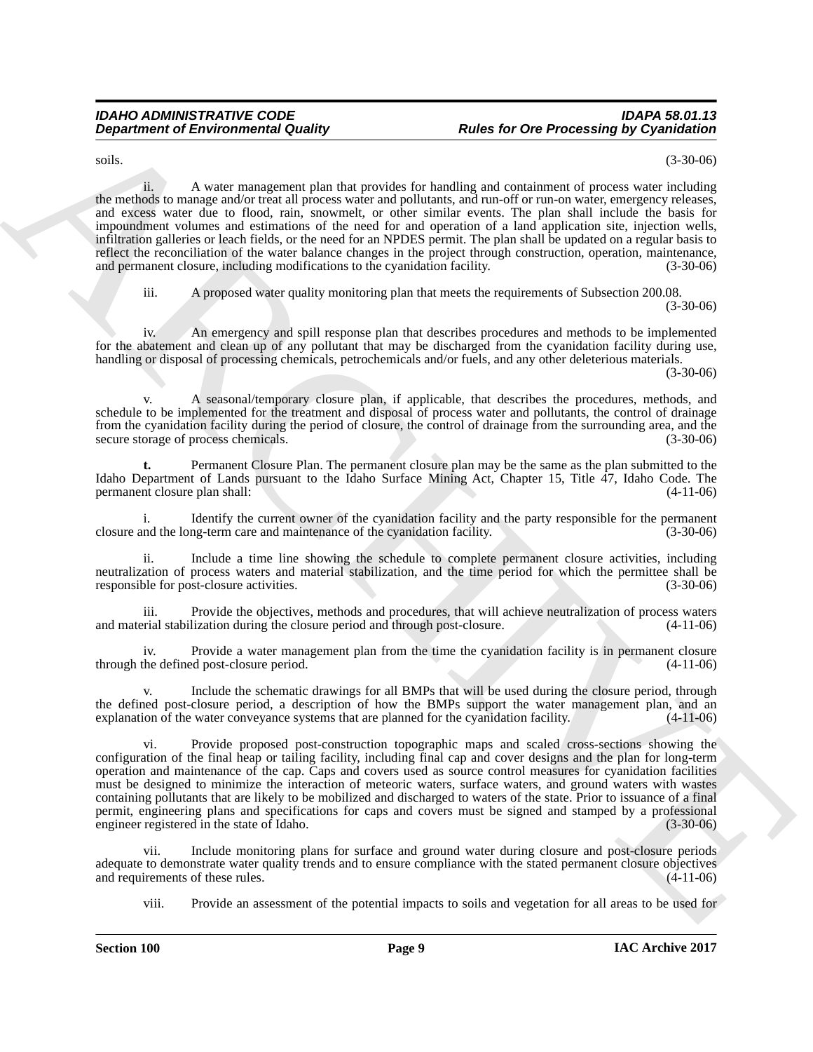soils. (3-30-06)

ii. A water management plan that provides for handling and containment of process water including the methods to manage and/or treat all process water and pollutants, and run-off or run-on water, emergency releases, and excess water due to flood, rain, snowmelt, or other similar events. The plan shall include the basis for impoundment volumes and estimations of the need for and operation of a land application site, injection wells, infiltration galleries or leach fields, or the need for an NPDES permit. The plan shall be updated on a regular basis to reflect the reconciliation of the water balance changes in the project through construction, operation, maintenance, and permanent closure, including modifications to the cyanidation facility. (3-30-06)

iii. A proposed water quality monitoring plan that meets the requirements of Subsection 200.08. (3-30-06)

iv. An emergency and spill response plan that describes procedures and methods to be implemented for the abatement and clean up of any pollutant that may be discharged from the cyanidation facility during use, handling or disposal of processing chemicals, petrochemicals and/or fuels, and any other deleterious materials. (3-30-06)

v. A seasonal/temporary closure plan, if applicable, that describes the procedures, methods, and schedule to be implemented for the treatment and disposal of process water and pollutants, the control of drainage from the cyanidation facility during the period of closure, the control of drainage from the surrounding area, and the secure storage of process chemicals. (3-30-06)

**t.** Permanent Closure Plan. The permanent closure plan may be the same as the plan submitted to the Idaho Department of Lands pursuant to the Idaho Surface Mining Act, Chapter 15, Title 47, Idaho Code. The permanent closure plan shall: (4-11-06)

i. Identify the current owner of the cyanidation facility and the party responsible for the permanent closure and the long-term care and maintenance of the cyanidation facility. (3-30-06)

ii. Include a time line showing the schedule to complete permanent closure activities, including neutralization of process waters and material stabilization, and the time period for which the permittee shall be responsible for post-closure activities. (3-30-06)

iii. Provide the objectives, methods and procedures, that will achieve neutralization of process waters and material stabilization during the closure period and through post-closure. (4-11-06)

iv. Provide a water management plan from the time the cyanidation facility is in permanent closure through the defined post-closure period. (4-11-06)

v. Include the schematic drawings for all BMPs that will be used during the closure period, through the defined post-closure period, a description of how the BMPs support the water management plan, and an explanation of the water conveyance systems that are planned for the cyanidation facility. (4-11-06)

vi. Provide proposed post-construction topographic maps and scaled cross-sections showing the configuration of the final heap or tailing facility, including final cap and cover designs and the plan for long-term operation and maintenance of the cap. Caps and covers used as source control measures for cyanidation facilities must be designed to minimize the interaction of meteoric waters, surface waters, and ground waters with wastes containing pollutants that are likely to be mobilized and discharged to waters of the state. Prior to issuance of a final permit, engineering plans and specifications for caps and covers must be signed and stamped by a professional engineer registered in the state of Idaho. (3-30-06)

vii. Include monitoring plans for surface and ground water during closure and post-closure periods adequate to demonstrate water quality trends and to ensure compliance with the stated permanent closure objectives and requirements of these rules. (4-11-06)

viii. Provide an assessment of the potential impacts to soils and vegetation for all areas to be used for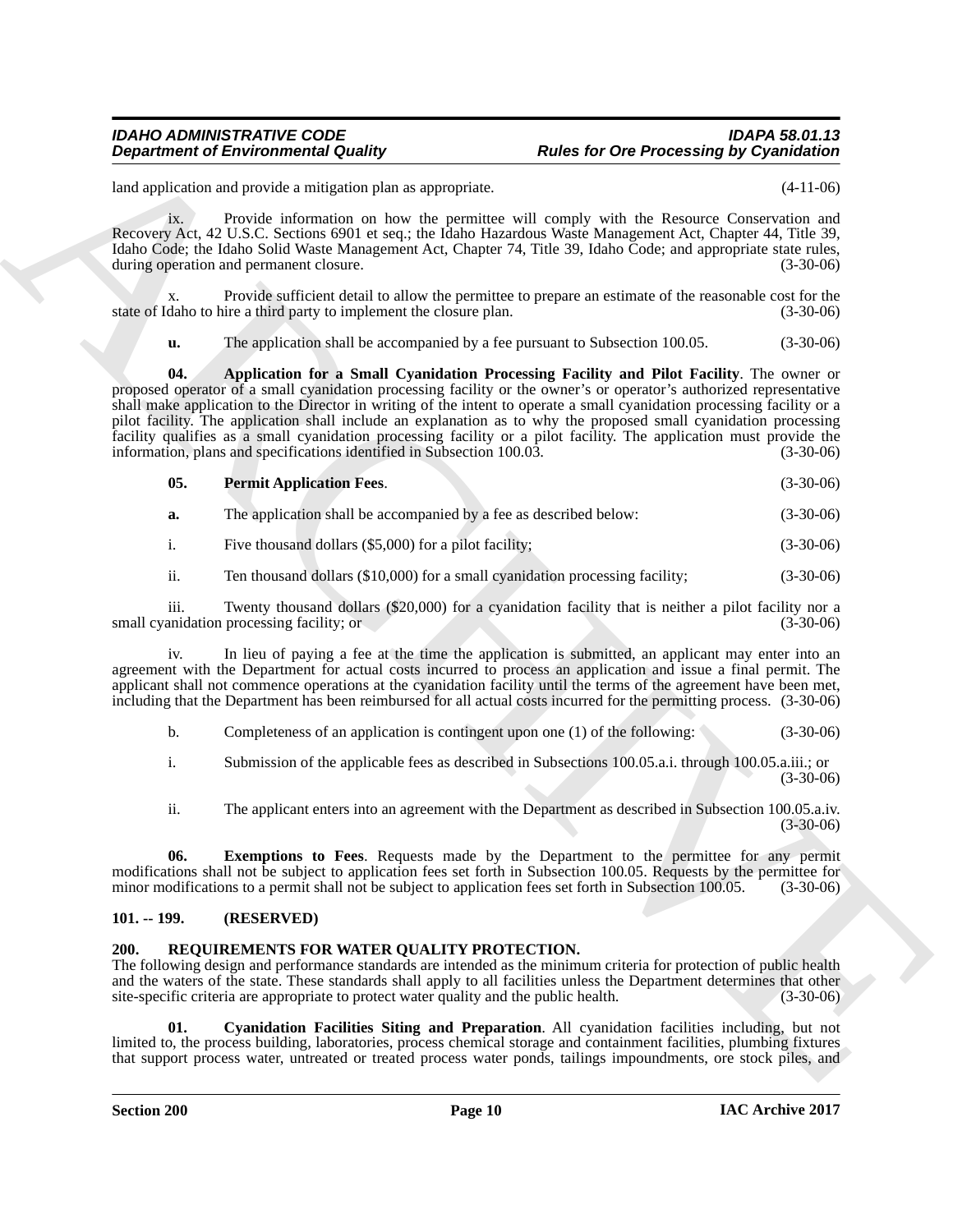land application and provide a mitigation plan as appropriate. (4-11-06)

ix. Provide information on how the permittee will comply with the Resource Conservation and Recovery Act, 42 U.S.C. Sections 6901 et seq.; the Idaho Hazardous Waste Management Act, Chapter 44, Title 39, Idaho Code; the Idaho Solid Waste Management Act, Chapter 74, Title 39, Idaho Code; and appropriate state rules, during operation and permanent closure. (3-30-06)

x. Provide sufficient detail to allow the permittee to prepare an estimate of the reasonable cost for the state of Idaho to hire a third party to implement the closure plan. (3-30-06)

**u.** The application shall be accompanied by a fee pursuant to Subsection 100.05. (3-30-06)

**04. Application for a Small Cyanidation Processing Facility and Pilot Facility**. The owner or proposed operator of a small cyanidation processing facility or the owner's or operator's authorized representative shall make application to the Director in writing of the intent to operate a small cyanidation processing facility or a pilot facility. The application shall include an explanation as to why the proposed small cyanidation processing facility qualifies as a small cyanidation processing facility or a pilot facility. The application must provide the information, plans and specifications identified in Subsection 100.03. (3-30-06)

**05. Permit Application Fees**. (3-30-06)

**a.** The application shall be accompanied by a fee as described below: (3-30-06)

i. Five thousand dollars ($5,000) for a pilot facility; (3-30-06)

ii. Ten thousand dollars ($10,000) for a small cyanidation processing facility; (3-30-06)

iii. Twenty thousand dollars ($20,000) for a cyanidation facility that is neither a pilot facility nor a small cyanidation processing facility; or (3-30-06)

iv. In lieu of paying a fee at the time the application is submitted, an applicant may enter into an agreement with the Department for actual costs incurred to process an application and issue a final permit. The applicant shall not commence operations at the cyanidation facility until the terms of the agreement have been met, including that the Department has been reimbursed for all actual costs incurred for the permitting process. (3-30-06)

b. Completeness of an application is contingent upon one (1) of the following: (3-30-06)

i. Submission of the applicable fees as described in Subsections 100.05.a.i. through 100.05.a.iii.; or (3-30-06)

ii. The applicant enters into an agreement with the Department as described in Subsection 100.05.a.iv. (3-30-06)

**06. Exemptions to Fees**. Requests made by the Department to the permittee for any permit modifications shall not be subject to application fees set forth in Subsection 100.05. Requests by the permittee for minor modifications to a permit shall not be subject to application fees set forth in Subsection 100.05. (3-30-06)

## 101. -- 199. (RESERVED)

## 200. REQUIREMENTS FOR WATER QUALITY PROTECTION.

The following design and performance standards are intended as the minimum criteria for protection of public health and the waters of the state. These standards shall apply to all facilities unless the Department determines that other site-specific criteria are appropriate to protect water quality and the public health. (3-30-06)

**01. Cyanidation Facilities Siting and Preparation**. All cyanidation facilities including, but not limited to, the process building, laboratories, process chemical storage and containment facilities, plumbing fixtures that support process water, untreated or treated process water ponds, tailings impoundments, ore stock piles, and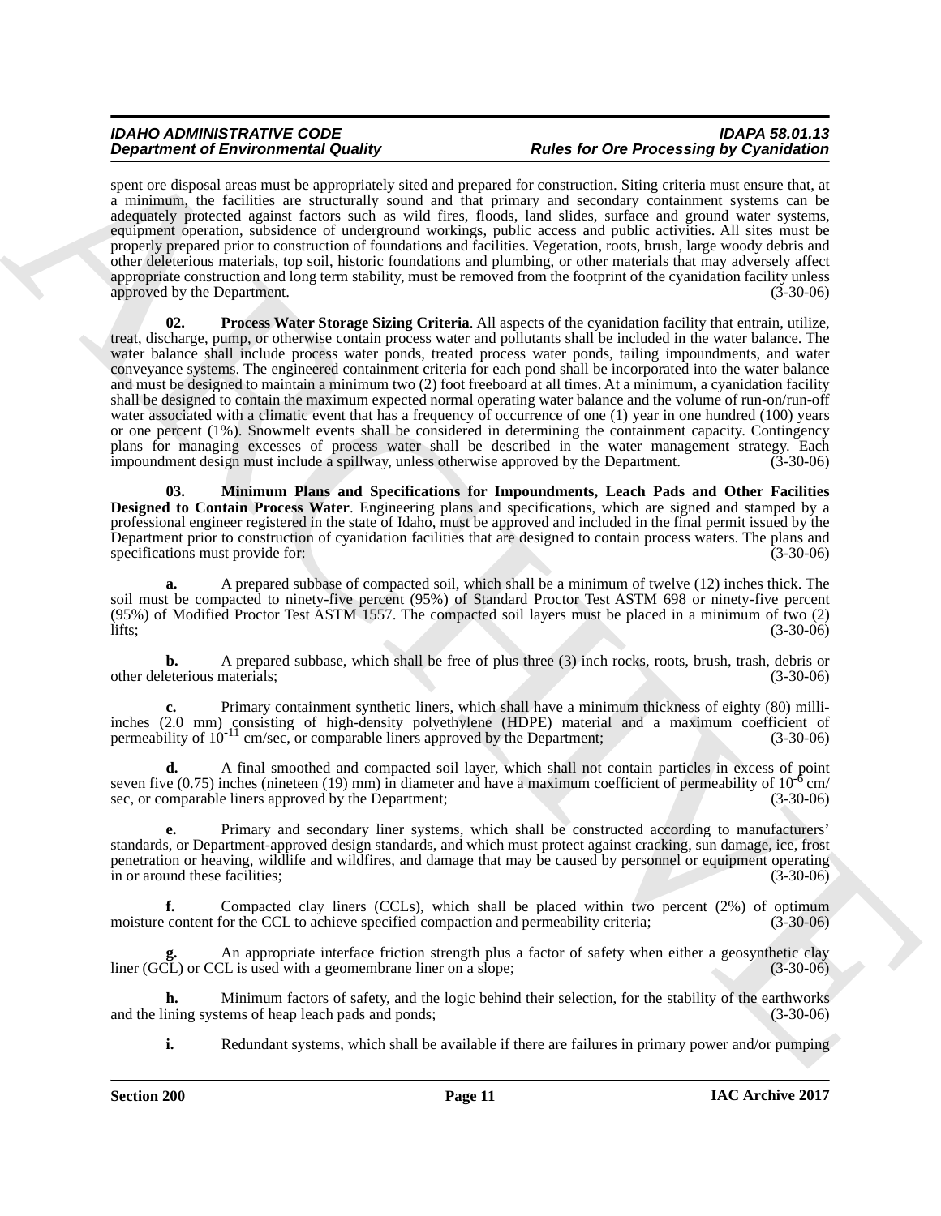spent ore disposal areas must be appropriately sited and prepared for construction. Siting criteria must ensure that, at a minimum, the facilities are structurally sound and that primary and secondary containment systems can be adequately protected against factors such as wild fires, floods, land slides, surface and ground water systems, equipment operation, subsidence of underground workings, public access and public activities. All sites must be properly prepared prior to construction of foundations and facilities. Vegetation, roots, brush, large woody debris and other deleterious materials, top soil, historic foundations and plumbing, or other materials that may adversely affect appropriate construction and long term stability, must be removed from the footprint of the cyanidation facility unless approved by the Department. (3-30-06)

**02. Process Water Storage Sizing Criteria**. All aspects of the cyanidation facility that entrain, utilize, treat, discharge, pump, or otherwise contain process water and pollutants shall be included in the water balance. The water balance shall include process water ponds, treated process water ponds, tailing impoundments, and water conveyance systems. The engineered containment criteria for each pond shall be incorporated into the water balance and must be designed to maintain a minimum two (2) foot freeboard at all times. At a minimum, a cyanidation facility shall be designed to contain the maximum expected normal operating water balance and the volume of run-on/run-off water associated with a climatic event that has a frequency of occurrence of one (1) year in one hundred (100) years or one percent (1%). Snowmelt events shall be considered in determining the containment capacity. Contingency plans for managing excesses of process water shall be described in the water management strategy. Each impoundment design must include a spillway, unless otherwise approved by the Department. (3-30-06)

**03. Minimum Plans and Specifications for Impoundments, Leach Pads and Other Facilities Designed to Contain Process Water**. Engineering plans and specifications, which are signed and stamped by a professional engineer registered in the state of Idaho, must be approved and included in the final permit issued by the Department prior to construction of cyanidation facilities that are designed to contain process waters. The plans and specifications must provide for: (3-30-06)

**a.** A prepared subbase of compacted soil, which shall be a minimum of twelve (12) inches thick. The soil must be compacted to ninety-five percent (95%) of Standard Proctor Test ASTM 698 or ninety-five percent (95%) of Modified Proctor Test ASTM 1557. The compacted soil layers must be placed in a minimum of two (2) lifts; (3-30-06)

**b.** A prepared subbase, which shall be free of plus three (3) inch rocks, roots, brush, trash, debris or other deleterious materials; (3-30-06)

**c.** Primary containment synthetic liners, which shall have a minimum thickness of eighty (80) milli-inches (2.0 mm) consisting of high-density polyethylene (HDPE) material and a maximum coefficient of permeability of $10^{-11}$ cm/sec, or comparable liners approved by the Department; (3-30-06)

**d.** A final smoothed and compacted soil layer, which shall not contain particles in excess of point seven five (0.75) inches (nineteen (19) mm) in diameter and have a maximum coefficient of permeability of $10^{-6}$ cm/sec, or comparable liners approved by the Department; (3-30-06)

**e.** Primary and secondary liner systems, which shall be constructed according to manufacturers' standards, or Department-approved design standards, and which must protect against cracking, sun damage, ice, frost penetration or heaving, wildlife and wildfires, and damage that may be caused by personnel or equipment operating in or around these facilities; (3-30-06)

**f.** Compacted clay liners (CCLs), which shall be placed within two percent (2%) of optimum moisture content for the CCL to achieve specified compaction and permeability criteria; (3-30-06)

**g.** An appropriate interface friction strength plus a factor of safety when either a geosynthetic clay liner (GCL) or CCL is used with a geomembrane liner on a slope; (3-30-06)

**h.** Minimum factors of safety, and the logic behind their selection, for the stability of the earthworks and the lining systems of heap leach pads and ponds; (3-30-06)

**i.** Redundant systems, which shall be available if there are failures in primary power and/or pumping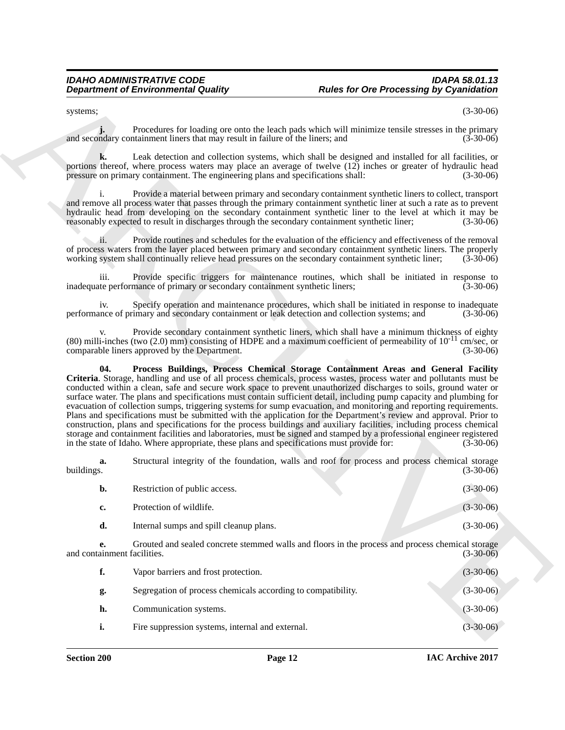systems; (3-30-06)

**j.** Procedures for loading ore onto the leach pads which will minimize tensile stresses in the primary and secondary containment liners that may result in failure of the liners; and (3-30-06)

**k.** Leak detection and collection systems, which shall be designed and installed for all facilities, or portions thereof, where process waters may place an average of twelve (12) inches or greater of hydraulic head pressure on primary containment. The engineering plans and specifications shall: (3-30-06)

i. Provide a material between primary and secondary containment synthetic liners to collect, transport and remove all process water that passes through the primary containment synthetic liner at such a rate as to prevent hydraulic head from developing on the secondary containment synthetic liner to the level at which it may be reasonably expected to result in discharges through the secondary containment synthetic liner; (3-30-06)

ii. Provide routines and schedules for the evaluation of the efficiency and effectiveness of the removal of process waters from the layer placed between primary and secondary containment synthetic liners. The properly working system shall continually relieve head pressures on the secondary containment synthetic liner; (3-30-06)

iii. Provide specific triggers for maintenance routines, which shall be initiated in response to inadequate performance of primary or secondary containment synthetic liners; (3-30-06)

iv. Specify operation and maintenance procedures, which shall be initiated in response to inadequate performance of primary and secondary containment or leak detection and collection systems; and (3-30-06)

v. Provide secondary containment synthetic liners, which shall have a minimum thickness of eighty (80) milli-inches (two (2.0) mm) consisting of HDPE and a maximum coefficient of permeability of $10^{-11}$ cm/sec, or comparable liners approved by the Department. (3-30-06)

**04. Process Buildings, Process Chemical Storage Containment Areas and General Facility Criteria**. Storage, handling and use of all process chemicals, process wastes, process water and pollutants must be conducted within a clean, safe and secure work space to prevent unauthorized discharges to soils, ground water or surface water. The plans and specifications must contain sufficient detail, including pump capacity and plumbing for evacuation of collection sumps, triggering systems for sump evacuation, and monitoring and reporting requirements. Plans and specifications must be submitted with the application for the Department's review and approval. Prior to construction, plans and specifications for the process buildings and auxiliary facilities, including process chemical storage and containment facilities and laboratories, must be signed and stamped by a professional engineer registered in the state of Idaho. Where appropriate, these plans and specifications must provide for: (3-30-06)

**a.** Structural integrity of the foundation, walls and roof for process and process chemical storage buildings. (3-30-06)

**b.** Restriction of public access. (3-30-06)

**c.** Protection of wildlife. (3-30-06)

**d.** Internal sumps and spill cleanup plans. (3-30-06)

**e.** Grouted and sealed concrete stemmed walls and floors in the process and process chemical storage and containment facilities. (3-30-06)

**f.** Vapor barriers and frost protection. (3-30-06)

**g.** Segregation of process chemicals according to compatibility. (3-30-06)

**h.** Communication systems. (3-30-06)

**i.** Fire suppression systems, internal and external. (3-30-06)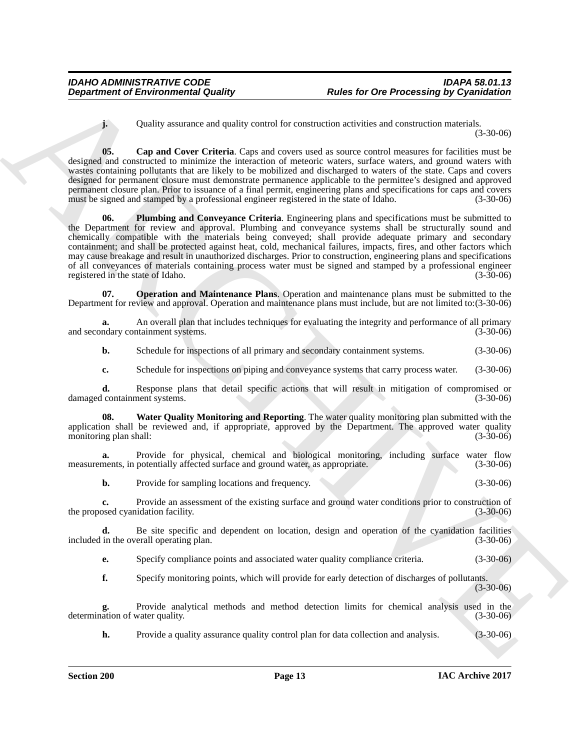**j.** Quality assurance and quality control for construction activities and construction materials. (3-30-06)

**05. Cap and Cover Criteria**. Caps and covers used as source control measures for facilities must be designed and constructed to minimize the interaction of meteoric waters, surface waters, and ground waters with wastes containing pollutants that are likely to be mobilized and discharged to waters of the state. Caps and covers designed for permanent closure must demonstrate permanence applicable to the permittee's designed and approved permanent closure plan. Prior to issuance of a final permit, engineering plans and specifications for caps and covers must be signed and stamped by a professional engineer registered in the state of Idaho. (3-30-06)

**06. Plumbing and Conveyance Criteria**. Engineering plans and specifications must be submitted to the Department for review and approval. Plumbing and conveyance systems shall be structurally sound and chemically compatible with the materials being conveyed; shall provide adequate primary and secondary containment; and shall be protected against heat, cold, mechanical failures, impacts, fires, and other factors which may cause breakage and result in unauthorized discharges. Prior to construction, engineering plans and specifications of all conveyances of materials containing process water must be signed and stamped by a professional engineer registered in the state of Idaho. (3-30-06)

**07. Operation and Maintenance Plans**. Operation and maintenance plans must be submitted to the Department for review and approval. Operation and maintenance plans must include, but are not limited to:(3-30-06)

**a.** An overall plan that includes techniques for evaluating the integrity and performance of all primary and secondary containment systems. (3-30-06)

**b.** Schedule for inspections of all primary and secondary containment systems. (3-30-06)

**c.** Schedule for inspections on piping and conveyance systems that carry process water. (3-30-06)

**d.** Response plans that detail specific actions that will result in mitigation of compromised or damaged containment systems. (3-30-06)

**08. Water Quality Monitoring and Reporting**. The water quality monitoring plan submitted with the application shall be reviewed and, if appropriate, approved by the Department. The approved water quality monitoring plan shall: (3-30-06)

**a.** Provide for physical, chemical and biological monitoring, including surface water flow measurements, in potentially affected surface and ground water, as appropriate. (3-30-06)

**b.** Provide for sampling locations and frequency. (3-30-06)

**c.** Provide an assessment of the existing surface and ground water conditions prior to construction of the proposed cyanidation facility. (3-30-06)

**d.** Be site specific and dependent on location, design and operation of the cyanidation facilities included in the overall operating plan. (3-30-06)

**e.** Specify compliance points and associated water quality compliance criteria. (3-30-06)

**f.** Specify monitoring points, which will provide for early detection of discharges of pollutants. (3-30-06)

**g.** Provide analytical methods and method detection limits for chemical analysis used in the determination of water quality. (3-30-06)

**h.** Provide a quality assurance quality control plan for data collection and analysis. (3-30-06)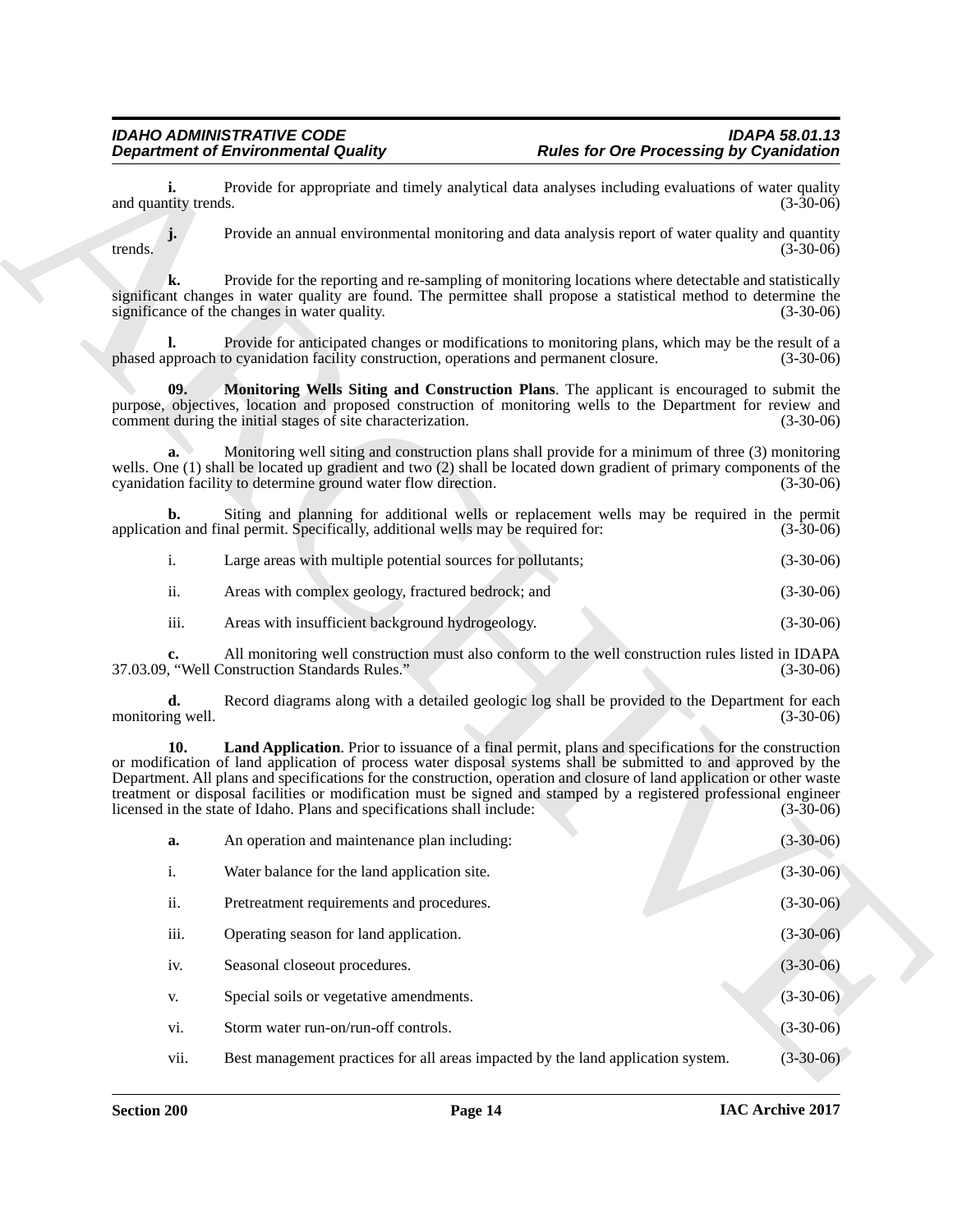**i.** Provide for appropriate and timely analytical data analyses including evaluations of water quality and quantity trends. (3-30-06)

**j.** Provide an annual environmental monitoring and data analysis report of water quality and quantity trends. (3-30-06)

**k.** Provide for the reporting and re-sampling of monitoring locations where detectable and statistically significant changes in water quality are found. The permittee shall propose a statistical method to determine the significance of the changes in water quality. (3-30-06)

**l.** Provide for anticipated changes or modifications to monitoring plans, which may be the result of a phased approach to cyanidation facility construction, operations and permanent closure. (3-30-06)

**09. Monitoring Wells Siting and Construction Plans**. The applicant is encouraged to submit the purpose, objectives, location and proposed construction of monitoring wells to the Department for review and comment during the initial stages of site characterization. (3-30-06)

**a.** Monitoring well siting and construction plans shall provide for a minimum of three (3) monitoring wells. One (1) shall be located up gradient and two (2) shall be located down gradient of primary components of the cyanidation facility to determine ground water flow direction. (3-30-06)

**b.** Siting and planning for additional wells or replacement wells may be required in the permit application and final permit. Specifically, additional wells may be required for: (3-30-06)

i. Large areas with multiple potential sources for pollutants; (3-30-06)

ii. Areas with complex geology, fractured bedrock; and (3-30-06)

iii. Areas with insufficient background hydrogeology. (3-30-06)

**c.** All monitoring well construction must also conform to the well construction rules listed in IDAPA 37.03.09, "Well Construction Standards Rules." (3-30-06)

**d.** Record diagrams along with a detailed geologic log shall be provided to the Department for each monitoring well. (3-30-06)

**10. Land Application**. Prior to issuance of a final permit, plans and specifications for the construction or modification of land application of process water disposal systems shall be submitted to and approved by the Department. All plans and specifications for the construction, operation and closure of land application or other waste treatment or disposal facilities or modification must be signed and stamped by a registered professional engineer licensed in the state of Idaho. Plans and specifications shall include: (3-30-06)

**a.** An operation and maintenance plan including: (3-30-06)

i. Water balance for the land application site. (3-30-06)

ii. Pretreatment requirements and procedures. (3-30-06)

iii. Operating season for land application. (3-30-06)

iv. Seasonal closeout procedures. (3-30-06)

v. Special soils or vegetative amendments. (3-30-06)

vi. Storm water run-on/run-off controls. (3-30-06)

vii. Best management practices for all areas impacted by the land application system. (3-30-06)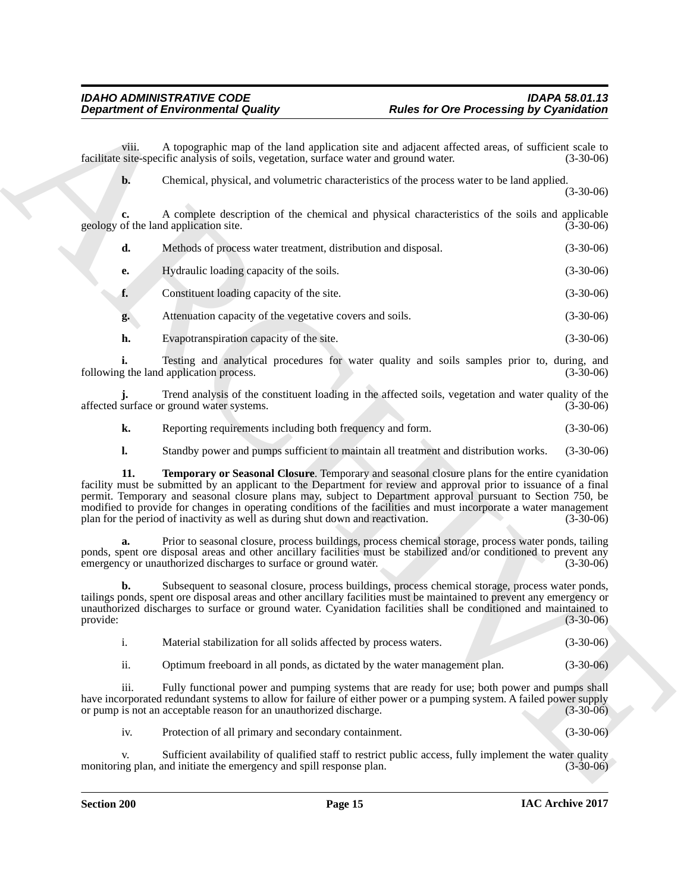viii. A topographic map of the land application site and adjacent affected areas, of sufficient scale to facilitate site-specific analysis of soils, vegetation, surface water and ground water. (3-30-06)

**b.** Chemical, physical, and volumetric characteristics of the process water to be land applied. (3-30-06)

**c.** A complete description of the chemical and physical characteristics of the soils and applicable geology of the land application site. (3-30-06)

**d.** Methods of process water treatment, distribution and disposal. (3-30-06)

**e.** Hydraulic loading capacity of the soils. (3-30-06)

**f.** Constituent loading capacity of the site. (3-30-06)

**g.** Attenuation capacity of the vegetative covers and soils. (3-30-06)

**h.** Evapotranspiration capacity of the site. (3-30-06)

**i.** Testing and analytical procedures for water quality and soils samples prior to, during, and following the land application process. (3-30-06)

**j.** Trend analysis of the constituent loading in the affected soils, vegetation and water quality of the affected surface or ground water systems. (3-30-06)

**k.** Reporting requirements including both frequency and form. (3-30-06)

**l.** Standby power and pumps sufficient to maintain all treatment and distribution works. (3-30-06)

**11. Temporary or Seasonal Closure**. Temporary and seasonal closure plans for the entire cyanidation facility must be submitted by an applicant to the Department for review and approval prior to issuance of a final permit. Temporary and seasonal closure plans may, subject to Department approval pursuant to Section 750, be modified to provide for changes in operating conditions of the facilities and must incorporate a water management plan for the period of inactivity as well as during shut down and reactivation. (3-30-06)

**a.** Prior to seasonal closure, process buildings, process chemical storage, process water ponds, tailing ponds, spent ore disposal areas and other ancillary facilities must be stabilized and/or conditioned to prevent any emergency or unauthorized discharges to surface or ground water. (3-30-06)

**b.** Subsequent to seasonal closure, process buildings, process chemical storage, process water ponds, tailings ponds, spent ore disposal areas and other ancillary facilities must be maintained to prevent any emergency or unauthorized discharges to surface or ground water. Cyanidation facilities shall be conditioned and maintained to provide: (3-30-06)

i. Material stabilization for all solids affected by process waters. (3-30-06)

ii. Optimum freeboard in all ponds, as dictated by the water management plan. (3-30-06)

iii. Fully functional power and pumping systems that are ready for use; both power and pumps shall have incorporated redundant systems to allow for failure of either power or a pumping system. A failed power supply or pump is not an acceptable reason for an unauthorized discharge. (3-30-06)

iv. Protection of all primary and secondary containment. (3-30-06)

v. Sufficient availability of qualified staff to restrict public access, fully implement the water quality monitoring plan, and initiate the emergency and spill response plan. (3-30-06)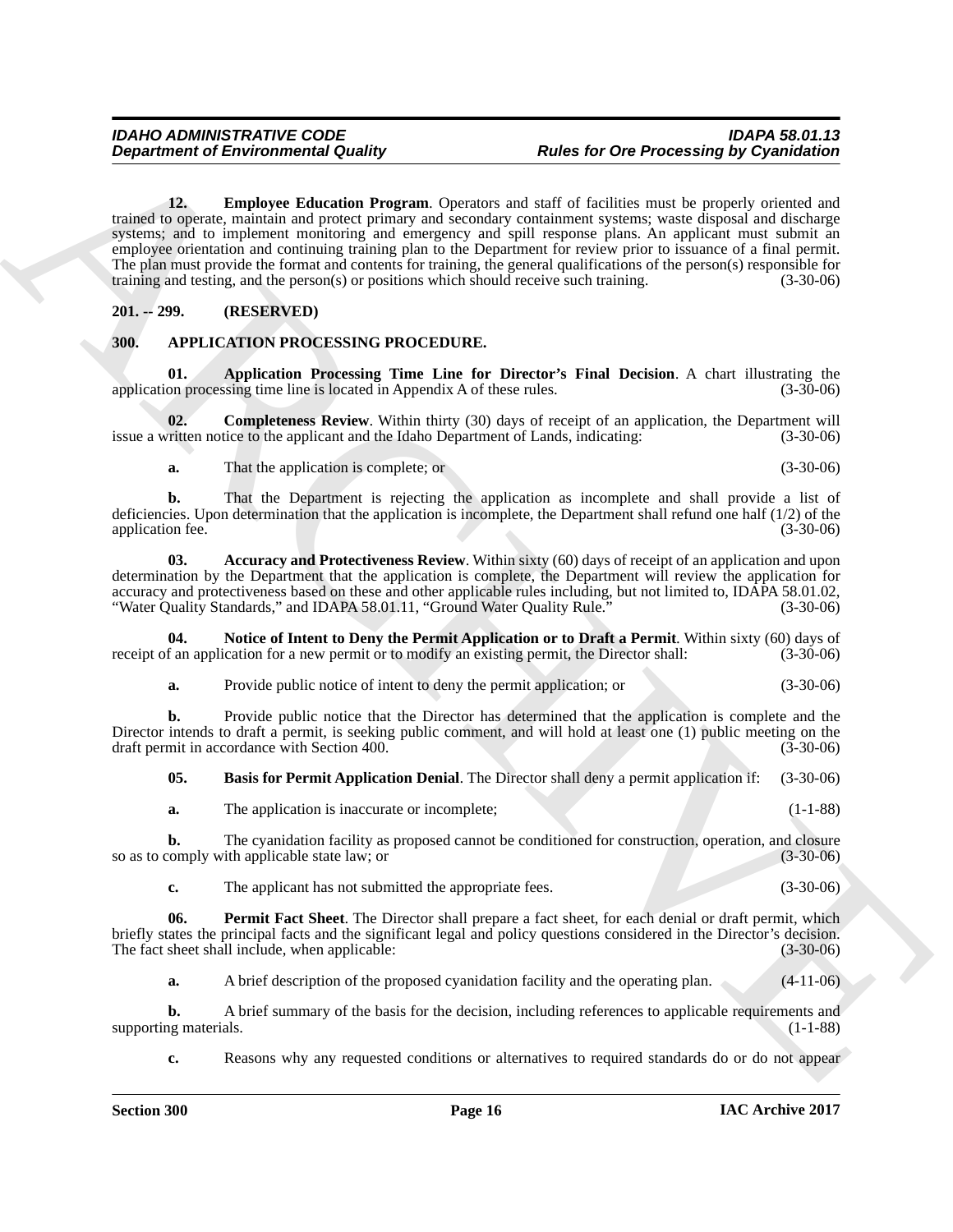**12. Employee Education Program**. Operators and staff of facilities must be properly oriented and trained to operate, maintain and protect primary and secondary containment systems; waste disposal and discharge systems; and to implement monitoring and emergency and spill response plans. An applicant must submit an employee orientation and continuing training plan to the Department for review prior to issuance of a final permit. The plan must provide the format and contents for training, the general qualifications of the person(s) responsible for training and testing, and the person(s) or positions which should receive such training. (3-30-06)

## 201. -- 299. (RESERVED)

## 300. APPLICATION PROCESSING PROCEDURE.

**01. Application Processing Time Line for Director's Final Decision**. A chart illustrating the application processing time line is located in Appendix A of these rules. (3-30-06)

**02. Completeness Review**. Within thirty (30) days of receipt of an application, the Department will issue a written notice to the applicant and the Idaho Department of Lands, indicating: (3-30-06)

**a.** That the application is complete; or (3-30-06)

**b.** That the Department is rejecting the application as incomplete and shall provide a list of deficiencies. Upon determination that the application is incomplete, the Department shall refund one half (1/2) of the application fee. (3-30-06)

**03. Accuracy and Protectiveness Review**. Within sixty (60) days of receipt of an application and upon determination by the Department that the application is complete, the Department will review the application for accuracy and protectiveness based on these and other applicable rules including, but not limited to, IDAPA 58.01.02, "Water Quality Standards," and IDAPA 58.01.11, "Ground Water Quality Rule." (3-30-06)

**04. Notice of Intent to Deny the Permit Application or to Draft a Permit**. Within sixty (60) days of receipt of an application for a new permit or to modify an existing permit, the Director shall: (3-30-06)

**a.** Provide public notice of intent to deny the permit application; or (3-30-06)

**b.** Provide public notice that the Director has determined that the application is complete and the Director intends to draft a permit, is seeking public comment, and will hold at least one (1) public meeting on the draft permit in accordance with Section 400. (3-30-06)

**05. Basis for Permit Application Denial**. The Director shall deny a permit application if: (3-30-06)

**a.** The application is inaccurate or incomplete; (1-1-88)

**b.** The cyanidation facility as proposed cannot be conditioned for construction, operation, and closure so as to comply with applicable state law; or (3-30-06)

**c.** The applicant has not submitted the appropriate fees. (3-30-06)

**06. Permit Fact Sheet**. The Director shall prepare a fact sheet, for each denial or draft permit, which briefly states the principal facts and the significant legal and policy questions considered in the Director's decision. The fact sheet shall include, when applicable: (3-30-06)

**a.** A brief description of the proposed cyanidation facility and the operating plan. (4-11-06)

**b.** A brief summary of the basis for the decision, including references to applicable requirements and supporting materials. (1-1-88)

**c.** Reasons why any requested conditions or alternatives to required standards do or do not appear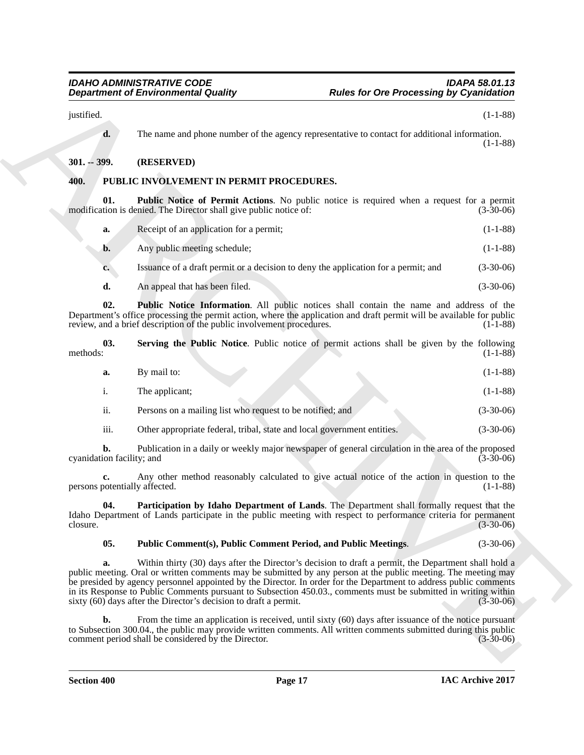justified. (1-1-88)

**d.** The name and phone number of the agency representative to contact for additional information. (1-1-88)

**301. -- 399. (RESERVED)**

**400. PUBLIC INVOLVEMENT IN PERMIT PROCEDURES.**

**01. Public Notice of Permit Actions**. No public notice is required when a request for a permit modification is denied. The Director shall give public notice of: (3-30-06)

**a.** Receipt of an application for a permit; (1-1-88)

**b.** Any public meeting schedule; (1-1-88)

**c.** Issuance of a draft permit or a decision to deny the application for a permit; and (3-30-06)

**d.** An appeal that has been filed. (3-30-06)

**02. Public Notice Information**. All public notices shall contain the name and address of the Department's office processing the permit action, where the application and draft permit will be available for public review, and a brief description of the public involvement procedures. (1-1-88)

**03. Serving the Public Notice**. Public notice of permit actions shall be given by the following methods: (1-1-88)

**a.** By mail to: (1-1-88)

i. The applicant; (1-1-88)

ii. Persons on a mailing list who request to be notified; and (3-30-06)

iii. Other appropriate federal, tribal, state and local government entities. (3-30-06)

**b.** Publication in a daily or weekly major newspaper of general circulation in the area of the proposed cyanidation facility; and (3-30-06)

**c.** Any other method reasonably calculated to give actual notice of the action in question to the persons potentially affected. (1-1-88)

**04. Participation by Idaho Department of Lands**. The Department shall formally request that the Idaho Department of Lands participate in the public meeting with respect to performance criteria for permanent closure. (3-30-06)

**05. Public Comment(s), Public Comment Period, and Public Meetings**. (3-30-06)

**a.** Within thirty (30) days after the Director's decision to draft a permit, the Department shall hold a public meeting. Oral or written comments may be submitted by any person at the public meeting. The meeting may be presided by agency personnel appointed by the Director. In order for the Department to address public comments in its Response to Public Comments pursuant to Subsection 450.03., comments must be submitted in writing within sixty (60) days after the Director's decision to draft a permit. (3-30-06)

**b.** From the time an application is received, until sixty (60) days after issuance of the notice pursuant to Subsection 300.04., the public may provide written comments. All written comments submitted during this public comment period shall be considered by the Director. (3-30-06)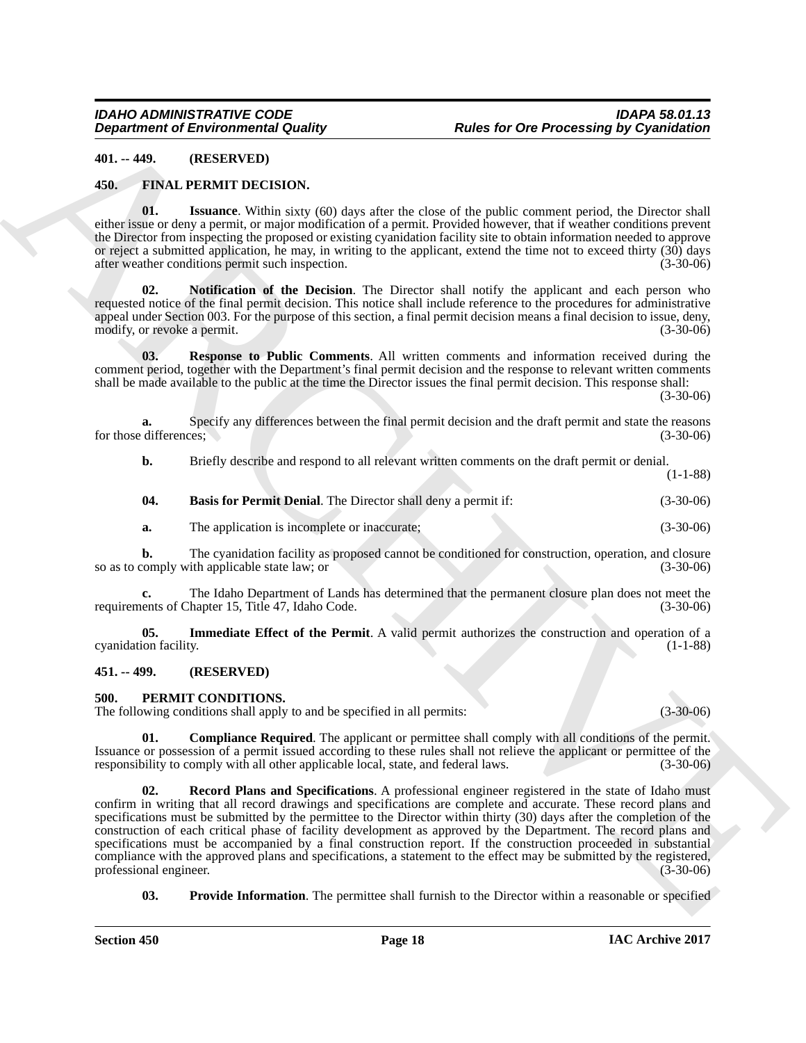**401. -- 449. (RESERVED)**

**450. FINAL PERMIT DECISION.**

**01. Issuance**. Within sixty (60) days after the close of the public comment period, the Director shall either issue or deny a permit, or major modification of a permit. Provided however, that if weather conditions prevent the Director from inspecting the proposed or existing cyanidation facility site to obtain information needed to approve or reject a submitted application, he may, in writing to the applicant, extend the time not to exceed thirty (30) days after weather conditions permit such inspection. (3-30-06)

**02. Notification of the Decision**. The Director shall notify the applicant and each person who requested notice of the final permit decision. This notice shall include reference to the procedures for administrative appeal under Section 003. For the purpose of this section, a final permit decision means a final decision to issue, deny, modify, or revoke a permit. (3-30-06)

**03. Response to Public Comments**. All written comments and information received during the comment period, together with the Department's final permit decision and the response to relevant written comments shall be made available to the public at the time the Director issues the final permit decision. This response shall: (3-30-06)

**a.** Specify any differences between the final permit decision and the draft permit and state the reasons for those differences; (3-30-06)

**b.** Briefly describe and respond to all relevant written comments on the draft permit or denial. (1-1-88)

**04. Basis for Permit Denial**. The Director shall deny a permit if: (3-30-06)

**a.** The application is incomplete or inaccurate; (3-30-06)

**b.** The cyanidation facility as proposed cannot be conditioned for construction, operation, and closure so as to comply with applicable state law; or (3-30-06)

**c.** The Idaho Department of Lands has determined that the permanent closure plan does not meet the requirements of Chapter 15, Title 47, Idaho Code. (3-30-06)

**05. Immediate Effect of the Permit**. A valid permit authorizes the construction and operation of a cyanidation facility. (1-1-88)

**451. -- 499. (RESERVED)**

**500. PERMIT CONDITIONS.**

The following conditions shall apply to and be specified in all permits: (3-30-06)

**01. Compliance Required**. The applicant or permittee shall comply with all conditions of the permit. Issuance or possession of a permit issued according to these rules shall not relieve the applicant or permittee of the responsibility to comply with all other applicable local, state, and federal laws. (3-30-06)

**02. Record Plans and Specifications**. A professional engineer registered in the state of Idaho must confirm in writing that all record drawings and specifications are complete and accurate. These record plans and specifications must be submitted by the permittee to the Director within thirty (30) days after the completion of the construction of each critical phase of facility development as approved by the Department. The record plans and specifications must be accompanied by a final construction report. If the construction proceeded in substantial compliance with the approved plans and specifications, a statement to the effect may be submitted by the registered, professional engineer. (3-30-06)

**03. Provide Information**. The permittee shall furnish to the Director within a reasonable or specified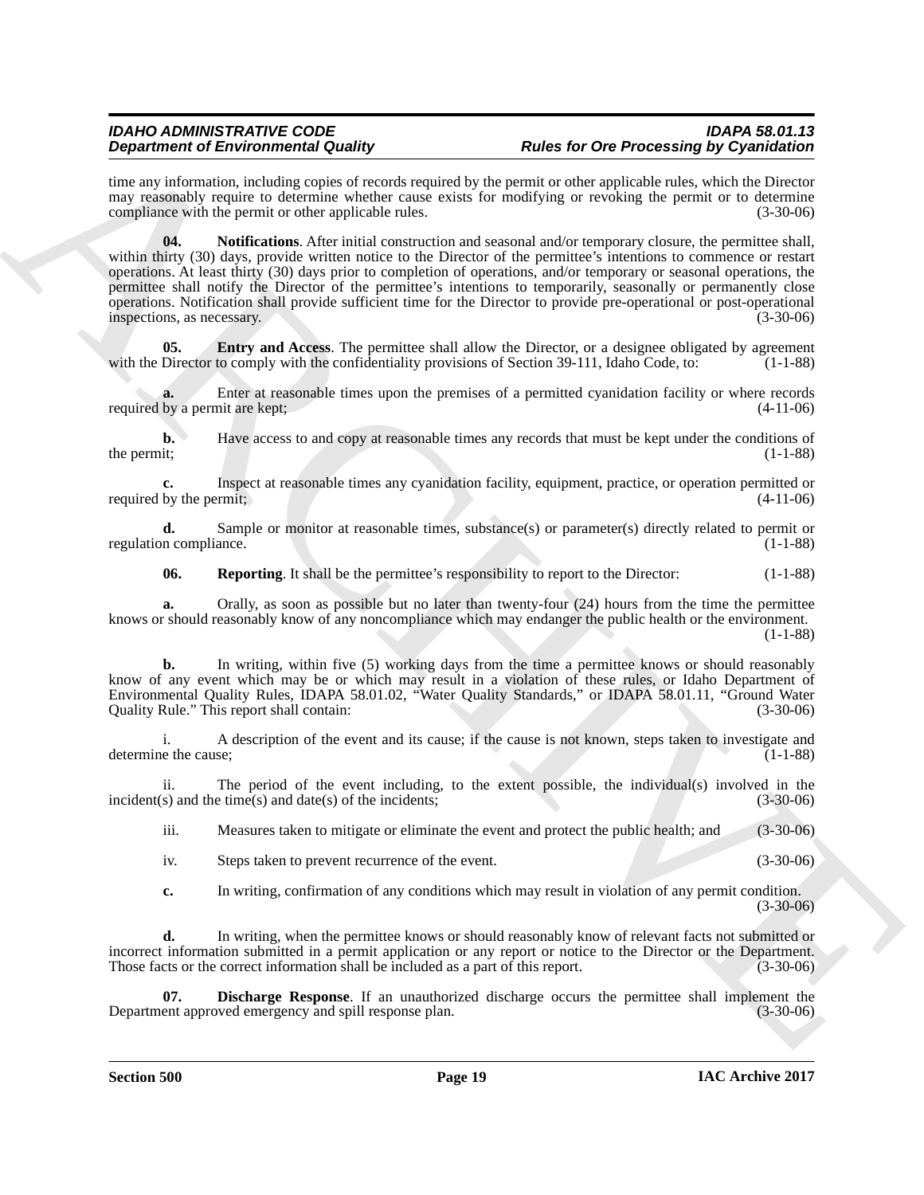time any information, including copies of records required by the permit or other applicable rules, which the Director may reasonably require to determine whether cause exists for modifying or revoking the permit or to determine compliance with the permit or other applicable rules. (3-30-06)

**04. Notifications**. After initial construction and seasonal and/or temporary closure, the permittee shall, within thirty (30) days, provide written notice to the Director of the permittee's intentions to commence or restart operations. At least thirty (30) days prior to completion of operations, and/or temporary or seasonal operations, the permittee shall notify the Director of the permittee's intentions to temporarily, seasonally or permanently close operations. Notification shall provide sufficient time for the Director to provide pre-operational or post-operational inspections, as necessary. (3-30-06)

**05. Entry and Access**. The permittee shall allow the Director, or a designee obligated by agreement with the Director to comply with the confidentiality provisions of Section 39-111, Idaho Code, to: (1-1-88)

**a.** Enter at reasonable times upon the premises of a permitted cyanidation facility or where records required by a permit are kept; (4-11-06)

**b.** Have access to and copy at reasonable times any records that must be kept under the conditions of the permit; (1-1-88)

**c.** Inspect at reasonable times any cyanidation facility, equipment, practice, or operation permitted or required by the permit; (4-11-06)

**d.** Sample or monitor at reasonable times, substance(s) or parameter(s) directly related to permit or regulation compliance. (1-1-88)

**06. Reporting**. It shall be the permittee's responsibility to report to the Director: (1-1-88)

**a.** Orally, as soon as possible but no later than twenty-four (24) hours from the time the permittee knows or should reasonably know of any noncompliance which may endanger the public health or the environment. (1-1-88)

**b.** In writing, within five (5) working days from the time a permittee knows or should reasonably know of any event which may be or which may result in a violation of these rules, or Idaho Department of Environmental Quality Rules, IDAPA 58.01.02, "Water Quality Standards," or IDAPA 58.01.11, "Ground Water Quality Rule." This report shall contain: (3-30-06)

i. A description of the event and its cause; if the cause is not known, steps taken to investigate and determine the cause; (1-1-88)

ii. The period of the event including, to the extent possible, the individual(s) involved in the incident(s) and the time(s) and date(s) of the incidents; (3-30-06)

iii. Measures taken to mitigate or eliminate the event and protect the public health; and (3-30-06)

iv. Steps taken to prevent recurrence of the event. (3-30-06)

**c.** In writing, confirmation of any conditions which may result in violation of any permit condition. (3-30-06)

**d.** In writing, when the permittee knows or should reasonably know of relevant facts not submitted or incorrect information submitted in a permit application or any report or notice to the Director or the Department. Those facts or the correct information shall be included as a part of this report. (3-30-06)

**07. Discharge Response**. If an unauthorized discharge occurs the permittee shall implement the Department approved emergency and spill response plan. (3-30-06)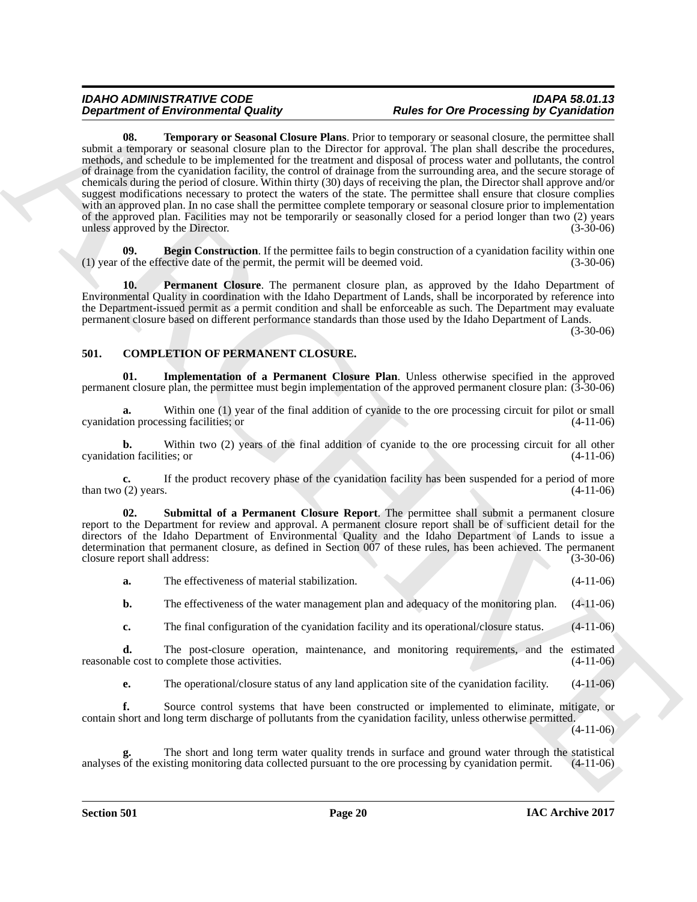**08. Temporary or Seasonal Closure Plans**. Prior to temporary or seasonal closure, the permittee shall submit a temporary or seasonal closure plan to the Director for approval. The plan shall describe the procedures, methods, and schedule to be implemented for the treatment and disposal of process water and pollutants, the control of drainage from the cyanidation facility, the control of drainage from the surrounding area, and the secure storage of chemicals during the period of closure. Within thirty (30) days of receiving the plan, the Director shall approve and/or suggest modifications necessary to protect the waters of the state. The permittee shall ensure that closure complies with an approved plan. In no case shall the permittee complete temporary or seasonal closure prior to implementation of the approved plan. Facilities may not be temporarily or seasonally closed for a period longer than two (2) years unless approved by the Director. (3-30-06)

**09. Begin Construction**. If the permittee fails to begin construction of a cyanidation facility within one (1) year of the effective date of the permit, the permit will be deemed void. (3-30-06)

**10. Permanent Closure**. The permanent closure plan, as approved by the Idaho Department of Environmental Quality in coordination with the Idaho Department of Lands, shall be incorporated by reference into the Department-issued permit as a permit condition and shall be enforceable as such. The Department may evaluate permanent closure based on different performance standards than those used by the Idaho Department of Lands. (3-30-06)

## 501. COMPLETION OF PERMANENT CLOSURE.

**01. Implementation of a Permanent Closure Plan**. Unless otherwise specified in the approved permanent closure plan, the permittee must begin implementation of the approved permanent closure plan: (3-30-06)

**a.** Within one (1) year of the final addition of cyanide to the ore processing circuit for pilot or small cyanidation processing facilities; or (4-11-06)

**b.** Within two (2) years of the final addition of cyanide to the ore processing circuit for all other cyanidation facilities; or (4-11-06)

**c.** If the product recovery phase of the cyanidation facility has been suspended for a period of more than two (2) years. (4-11-06)

**02. Submittal of a Permanent Closure Report**. The permittee shall submit a permanent closure report to the Department for review and approval. A permanent closure report shall be of sufficient detail for the directors of the Idaho Department of Environmental Quality and the Idaho Department of Lands to issue a determination that permanent closure, as defined in Section 007 of these rules, has been achieved. The permanent closure report shall address: (3-30-06)

**a.** The effectiveness of material stabilization. (4-11-06)

**b.** The effectiveness of the water management plan and adequacy of the monitoring plan. (4-11-06)

**c.** The final configuration of the cyanidation facility and its operational/closure status. (4-11-06)

**d.** The post-closure operation, maintenance, and monitoring requirements, and the estimated reasonable cost to complete those activities. (4-11-06)

**e.** The operational/closure status of any land application site of the cyanidation facility. (4-11-06)

**f.** Source control systems that have been constructed or implemented to eliminate, mitigate, or contain short and long term discharge of pollutants from the cyanidation facility, unless otherwise permitted. (4-11-06)

**g.** The short and long term water quality trends in surface and ground water through the statistical analyses of the existing monitoring data collected pursuant to the ore processing by cyanidation permit. (4-11-06)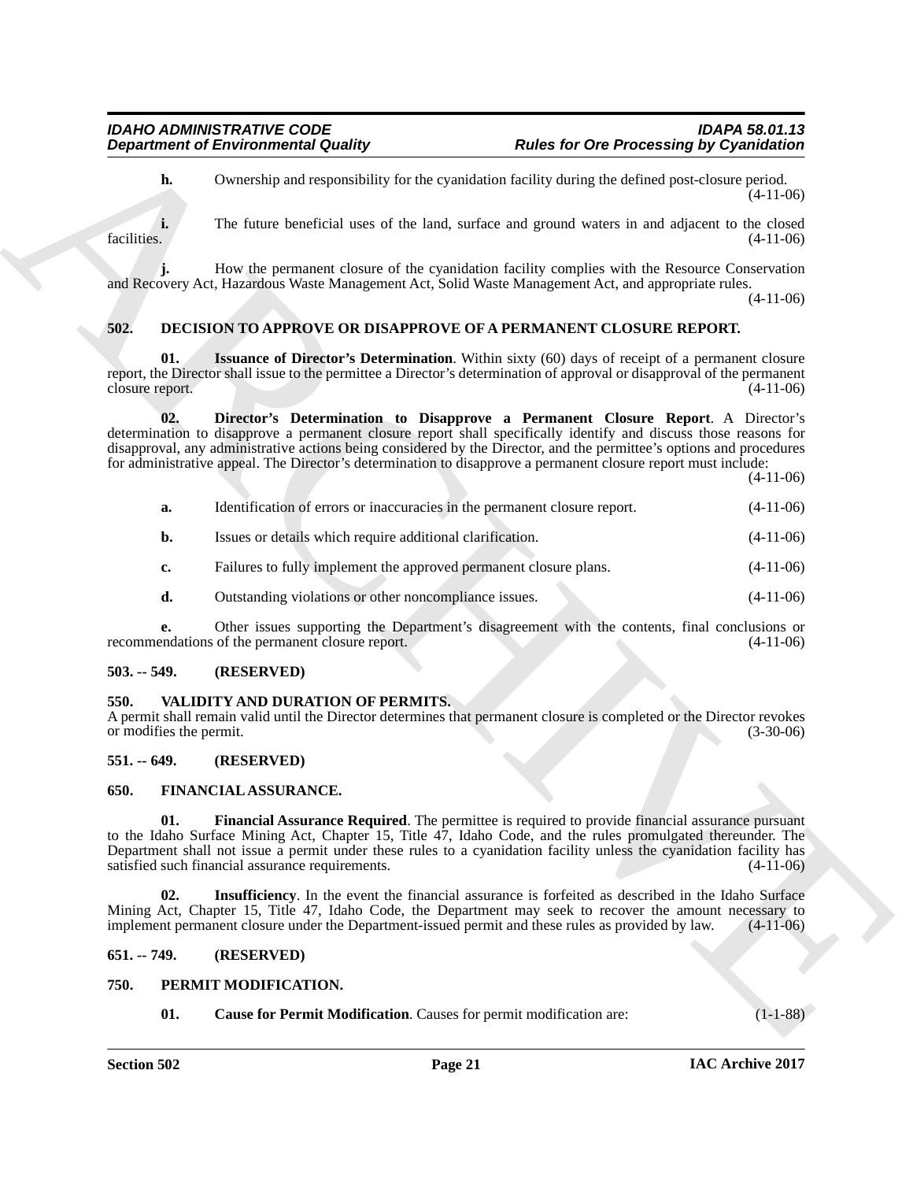**h.** Ownership and responsibility for the cyanidation facility during the defined post-closure period. (4-11-06)

**i.** The future beneficial uses of the land, surface and ground waters in and adjacent to the closed facilities. (4-11-06)

**j.** How the permanent closure of the cyanidation facility complies with the Resource Conservation and Recovery Act, Hazardous Waste Management Act, Solid Waste Management Act, and appropriate rules. (4-11-06)

## 502. DECISION TO APPROVE OR DISAPPROVE OF A PERMANENT CLOSURE REPORT.

**01. Issuance of Director's Determination**. Within sixty (60) days of receipt of a permanent closure report, the Director shall issue to the permittee a Director's determination of approval or disapproval of the permanent closure report. (4-11-06)

**02. Director's Determination to Disapprove a Permanent Closure Report**. A Director's determination to disapprove a permanent closure report shall specifically identify and discuss those reasons for disapproval, any administrative actions being considered by the Director, and the permittee's options and procedures for administrative appeal. The Director's determination to disapprove a permanent closure report must include: (4-11-06)

**a.** Identification of errors or inaccuracies in the permanent closure report. (4-11-06)

**b.** Issues or details which require additional clarification. (4-11-06)

**c.** Failures to fully implement the approved permanent closure plans. (4-11-06)

**d.** Outstanding violations or other noncompliance issues. (4-11-06)

**e.** Other issues supporting the Department's disagreement with the contents, final conclusions or recommendations of the permanent closure report. (4-11-06)

## 503. -- 549. (RESERVED)

## 550. VALIDITY AND DURATION OF PERMITS.

A permit shall remain valid until the Director determines that permanent closure is completed or the Director revokes or modifies the permit. (3-30-06)

## 551. -- 649. (RESERVED)

## 650. FINANCIAL ASSURANCE.

**01. Financial Assurance Required**. The permittee is required to provide financial assurance pursuant to the Idaho Surface Mining Act, Chapter 15, Title 47, Idaho Code, and the rules promulgated thereunder. The Department shall not issue a permit under these rules to a cyanidation facility unless the cyanidation facility has satisfied such financial assurance requirements. (4-11-06)

**02. Insufficiency**. In the event the financial assurance is forfeited as described in the Idaho Surface Mining Act, Chapter 15, Title 47, Idaho Code, the Department may seek to recover the amount necessary to implement permanent closure under the Department-issued permit and these rules as provided by law. (4-11-06)

## 651. -- 749. (RESERVED)

## 750. PERMIT MODIFICATION.

**01. Cause for Permit Modification**. Causes for permit modification are: (1-1-88)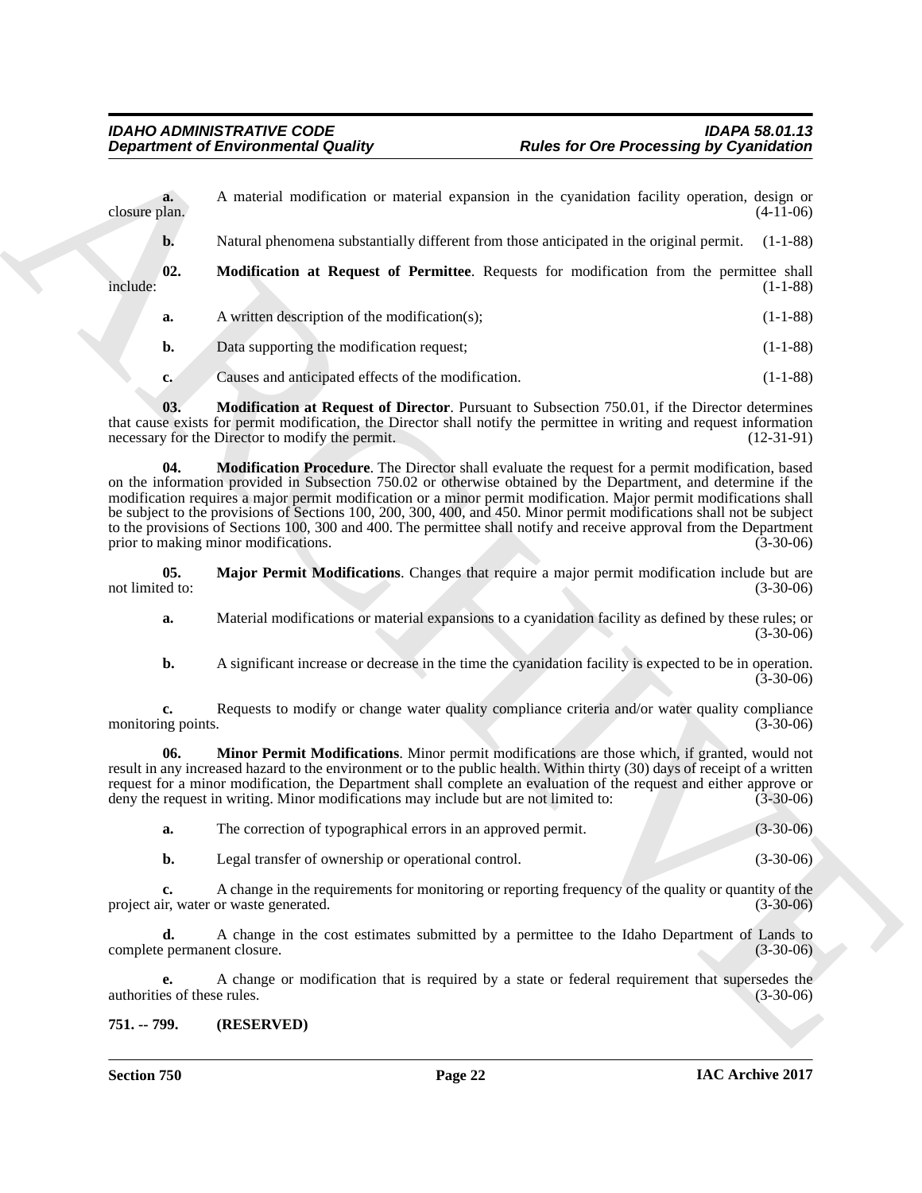**a.** A material modification or material expansion in the cyanidation facility operation, design or closure plan. (4-11-06)

**b.** Natural phenomena substantially different from those anticipated in the original permit. (1-1-88)

**02. Modification at Request of Permittee**. Requests for modification from the permittee shall include: (1-1-88)

**a.** A written description of the modification(s); (1-1-88)

**b.** Data supporting the modification request; (1-1-88)

**c.** Causes and anticipated effects of the modification. (1-1-88)

**03. Modification at Request of Director**. Pursuant to Subsection 750.01, if the Director determines that cause exists for permit modification, the Director shall notify the permittee in writing and request information necessary for the Director to modify the permit. (12-31-91)

**04. Modification Procedure**. The Director shall evaluate the request for a permit modification, based on the information provided in Subsection 750.02 or otherwise obtained by the Department, and determine if the modification requires a major permit modification or a minor permit modification. Major permit modifications shall be subject to the provisions of Sections 100, 200, 300, 400, and 450. Minor permit modifications shall not be subject to the provisions of Sections 100, 300 and 400. The permittee shall notify and receive approval from the Department prior to making minor modifications. (3-30-06)

**05. Major Permit Modifications**. Changes that require a major permit modification include but are not limited to: (3-30-06)

**a.** Material modifications or material expansions to a cyanidation facility as defined by these rules; or (3-30-06)

**b.** A significant increase or decrease in the time the cyanidation facility is expected to be in operation. (3-30-06)

**c.** Requests to modify or change water quality compliance criteria and/or water quality compliance monitoring points. (3-30-06)

**06. Minor Permit Modifications**. Minor permit modifications are those which, if granted, would not result in any increased hazard to the environment or to the public health. Within thirty (30) days of receipt of a written request for a minor modification, the Department shall complete an evaluation of the request and either approve or deny the request in writing. Minor modifications may include but are not limited to: (3-30-06)

**a.** The correction of typographical errors in an approved permit. (3-30-06)

**b.** Legal transfer of ownership or operational control. (3-30-06)

**c.** A change in the requirements for monitoring or reporting frequency of the quality or quantity of the project air, water or waste generated. (3-30-06)

**d.** A change in the cost estimates submitted by a permittee to the Idaho Department of Lands to complete permanent closure. (3-30-06)

**e.** A change or modification that is required by a state or federal requirement that supersedes the authorities of these rules. (3-30-06)

## 751. -- 799. (RESERVED)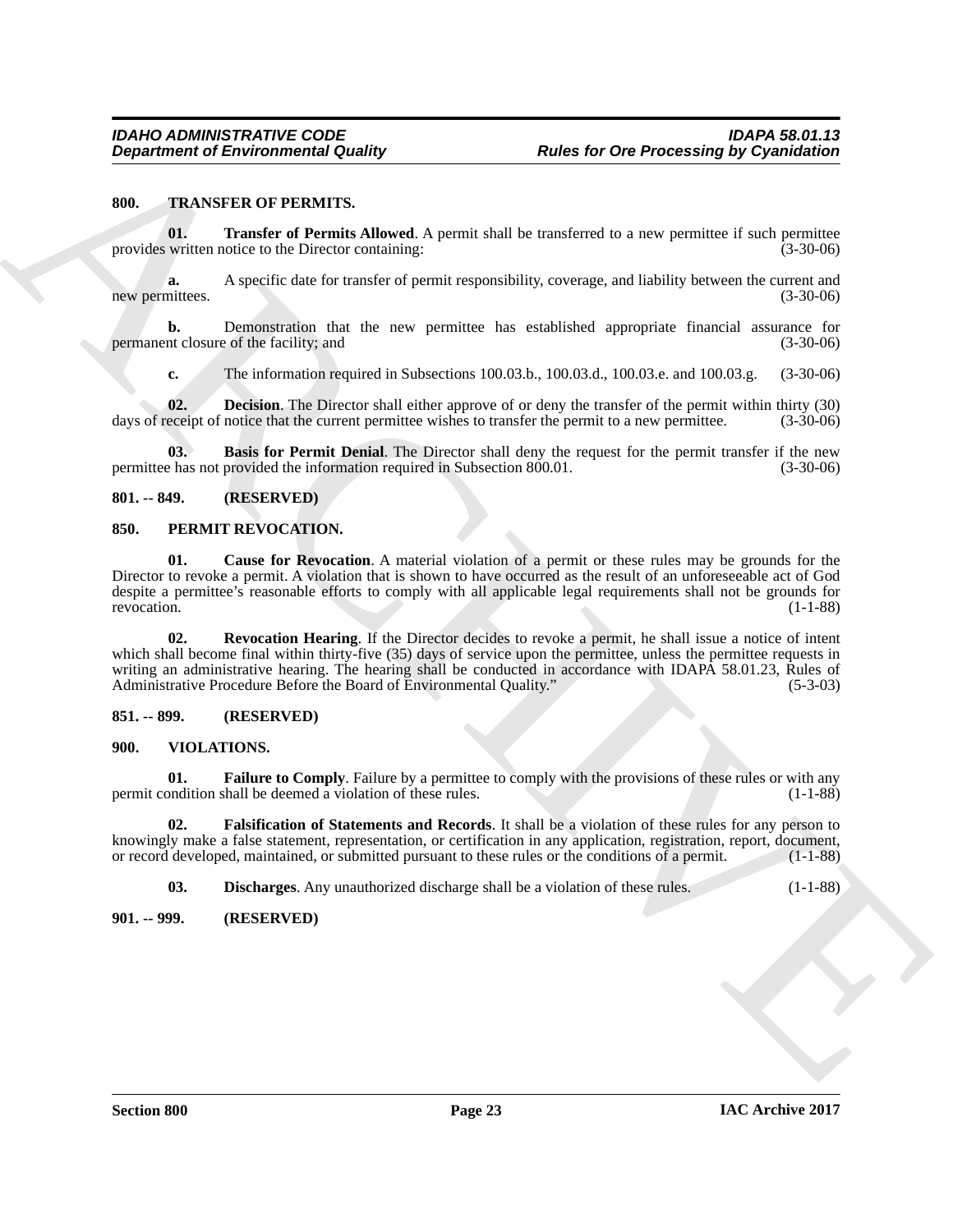**800. TRANSFER OF PERMITS.**

**01. Transfer of Permits Allowed**. A permit shall be transferred to a new permittee if such permittee provides written notice to the Director containing: (3-30-06)

**a.** A specific date for transfer of permit responsibility, coverage, and liability between the current and new permittees. (3-30-06)

**b.** Demonstration that the new permittee has established appropriate financial assurance for permanent closure of the facility; and (3-30-06)

**c.** The information required in Subsections 100.03.b., 100.03.d., 100.03.e. and 100.03.g. (3-30-06)

**02. Decision**. The Director shall either approve of or deny the transfer of the permit within thirty (30) days of receipt of notice that the current permittee wishes to transfer the permit to a new permittee. (3-30-06)

**03. Basis for Permit Denial**. The Director shall deny the request for the permit transfer if the new permittee has not provided the information required in Subsection 800.01. (3-30-06)

**801. -- 849. (RESERVED)**

**850. PERMIT REVOCATION.**

**01. Cause for Revocation**. A material violation of a permit or these rules may be grounds for the Director to revoke a permit. A violation that is shown to have occurred as the result of an unforeseeable act of God despite a permittee's reasonable efforts to comply with all applicable legal requirements shall not be grounds for revocation. (1-1-88)

**02. Revocation Hearing**. If the Director decides to revoke a permit, he shall issue a notice of intent which shall become final within thirty-five (35) days of service upon the permittee, unless the permittee requests in writing an administrative hearing. The hearing shall be conducted in accordance with IDAPA 58.01.23, Rules of Administrative Procedure Before the Board of Environmental Quality." (5-3-03)

**851. -- 899. (RESERVED)**

**900. VIOLATIONS.**

**01. Failure to Comply**. Failure by a permittee to comply with the provisions of these rules or with any permit condition shall be deemed a violation of these rules. (1-1-88)

**02. Falsification of Statements and Records**. It shall be a violation of these rules for any person to knowingly make a false statement, representation, or certification in any application, registration, report, document, or record developed, maintained, or submitted pursuant to these rules or the conditions of a permit. (1-1-88)

**03. Discharges**. Any unauthorized discharge shall be a violation of these rules. (1-1-88)

**901. -- 999. (RESERVED)**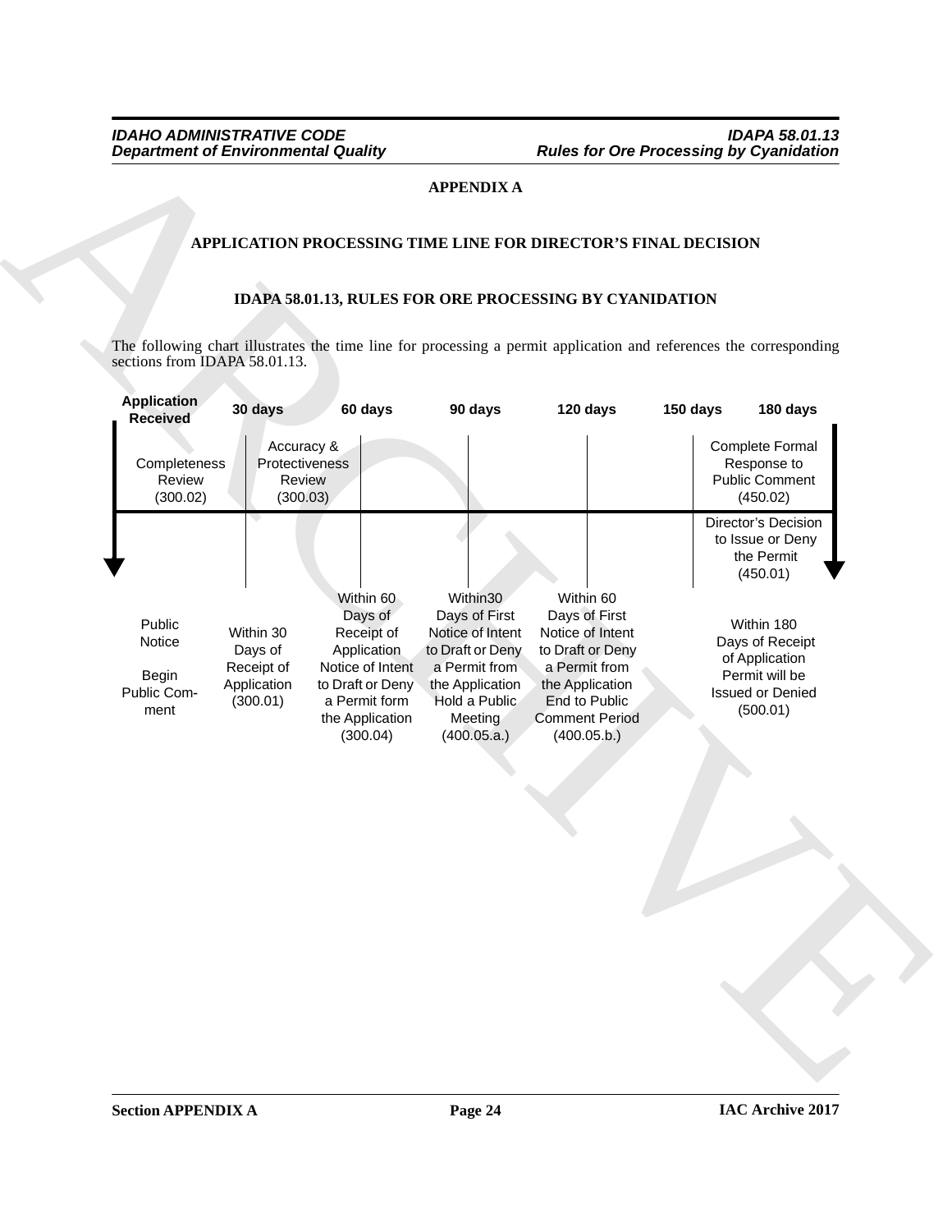**APPENDIX A**

**APPLICATION PROCESSING TIME LINE FOR DIRECTOR'S FINAL DECISION**

**IDAPA 58.01.13, RULES FOR ORE PROCESSING BY CYANIDATION**

The following chart illustrates the time line for processing a permit application and references the corresponding sections from IDAPA 58.01.13.

| Application Received | 30 days | 60 days | 90 days | 120 days | 150 days | 180 days |
|---|---|---|---|---|---|---|
| Completeness Review (300.02) | Accuracy & Protectiveness Review (300.03) | | | | | Complete Formal Response to Public Comment (450.02) |
| | | | | | | Director's Decision to Issue or Deny the Permit (450.01) |
| Public Notice<br><br>Begin Public Comment | Within 30 Days of Receipt of Application (300.01) | Within 60 Days of Receipt of Application Notice of Intent to Draft or Deny a Permit form the Application (300.04) | Within30 Days of First Notice of Intent to Draft or Deny a Permit from the Application Hold a Public Meeting (400.05.a.) | Within 60 Days of First Notice of Intent to Draft or Deny a Permit from the Application End to Public Comment Period (400.05.b.) | | Within 180 Days of Receipt of Application Permit will be Issued or Denied (500.01) |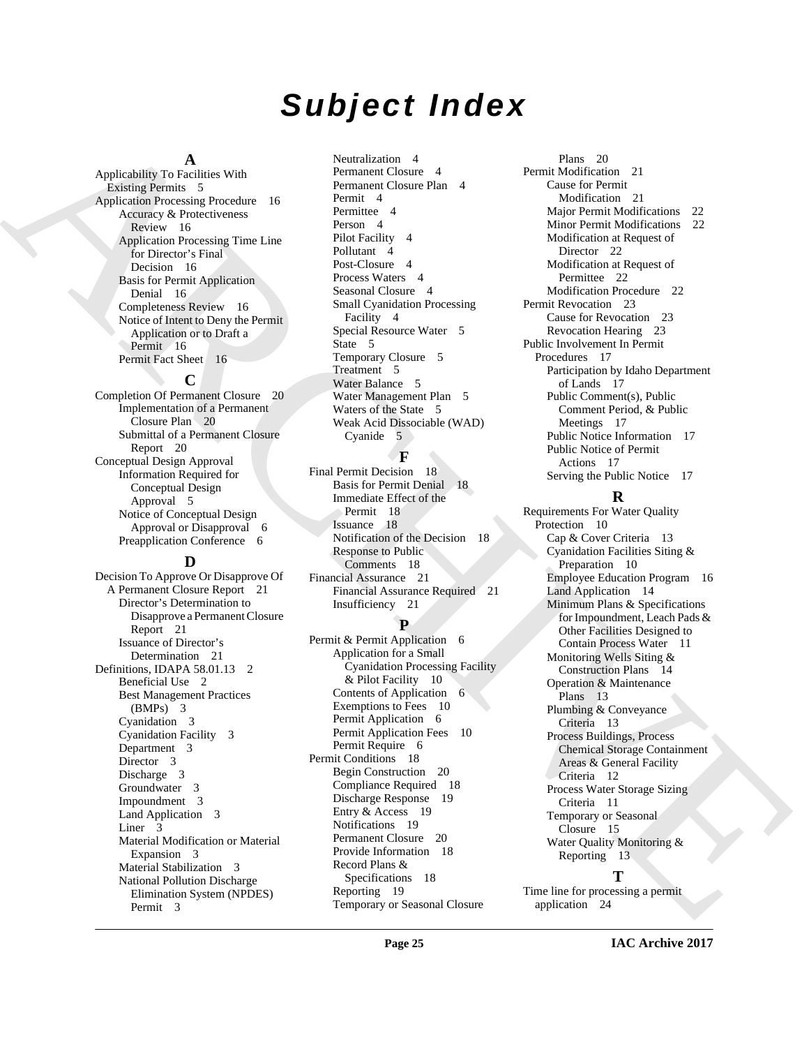# Subject Index

**A**

Applicability To Facilities With Existing Permits 5
Application Processing Procedure 16
- Accuracy & Protectiveness Review 16
- Application Processing Time Line for Director's Final Decision 16
- Basis for Permit Application Denial 16
- Completeness Review 16
- Notice of Intent to Deny the Permit Application or to Draft a Permit 16
- Permit Fact Sheet 16

**C**

Completion Of Permanent Closure 20
- Implementation of a Permanent Closure Plan 20
- Submittal of a Permanent Closure Report 20

Conceptual Design Approval
- Information Required for Conceptual Design Approval 5
- Notice of Conceptual Design Approval or Disapproval 6
- Preapplication Conference 6

**D**

Decision To Approve Or Disapprove Of A Permanent Closure Report 21
- Director's Determination to Disapprove a Permanent Closure Report 21
- Issuance of Director's Determination 21

Definitions, IDAPA 58.01.13 2
- Beneficial Use 2
- Best Management Practices (BMPs) 3
- Cyanidation 3
- Cyanidation Facility 3
- Department 3
- Director 3
- Discharge 3
- Groundwater 3
- Impoundment 3
- Land Application 3
- Liner 3
- Material Modification or Material Expansion 3
- Material Stabilization 3
- National Pollution Discharge Elimination System (NPDES) Permit 3
- Neutralization 4
- Permanent Closure 4
- Permanent Closure Plan 4
- Permit 4
- Permittee 4
- Person 4
- Pilot Facility 4
- Pollutant 4
- Post-Closure 4
- Process Waters 4
- Seasonal Closure 4
- Small Cyanidation Processing Facility 4
- Special Resource Water 5
- State 5
- Temporary Closure 5
- Treatment 5
- Water Balance 5
- Water Management Plan 5
- Waters of the State 5
- Weak Acid Dissociable (WAD) Cyanide 5

**F**

Final Permit Decision 18
- Basis for Permit Denial 18
- Immediate Effect of the Permit 18
- Issuance 18
- Notification of the Decision 18
- Response to Public Comments 18

Financial Assurance 21
- Financial Assurance Required 21
- Insufficiency 21

**P**

Permit & Permit Application 6
- Application for a Small Cyanidation Processing Facility & Pilot Facility 10
- Contents of Application 6
- Exemptions to Fees 10
- Permit Application 6
- Permit Application Fees 10
- Permit Require 6

Permit Conditions 18
- Begin Construction 20
- Compliance Required 18
- Discharge Response 19
- Entry & Access 19
- Notifications 19
- Permanent Closure 20
- Provide Information 18
- Record Plans & Specifications 18
- Reporting 19
- Temporary or Seasonal Closure Plans 20

Permit Modification 21
- Cause for Permit Modification 21
- Major Permit Modifications 22
- Minor Permit Modifications 22
- Modification at Request of Director 22
- Modification at Request of Permittee 22
- Modification Procedure 22

Permit Revocation 23
- Cause for Revocation 23
- Revocation Hearing 23

Public Involvement In Permit Procedures 17
- Participation by Idaho Department of Lands 17
- Public Comment(s), Public Comment Period, & Public Meetings 17
- Public Notice Information 17
- Public Notice of Permit Actions 17
- Serving the Public Notice 17

**R**

Requirements For Water Quality Protection 10
- Cap & Cover Criteria 13
- Cyanidation Facilities Siting & Preparation 10
- Employee Education Program 16
- Land Application 14
- Minimum Plans & Specifications for Impoundment, Leach Pads & Other Facilities Designed to Contain Process Water 11
- Monitoring Wells Siting & Construction Plans 14
- Operation & Maintenance Plans 13
- Plumbing & Conveyance Criteria 13
- Process Buildings, Process Chemical Storage Containment Areas & General Facility Criteria 12
- Process Water Storage Sizing Criteria 11
- Temporary or Seasonal Closure 15
- Water Quality Monitoring & Reporting 13

**T**

Time line for processing a permit application 24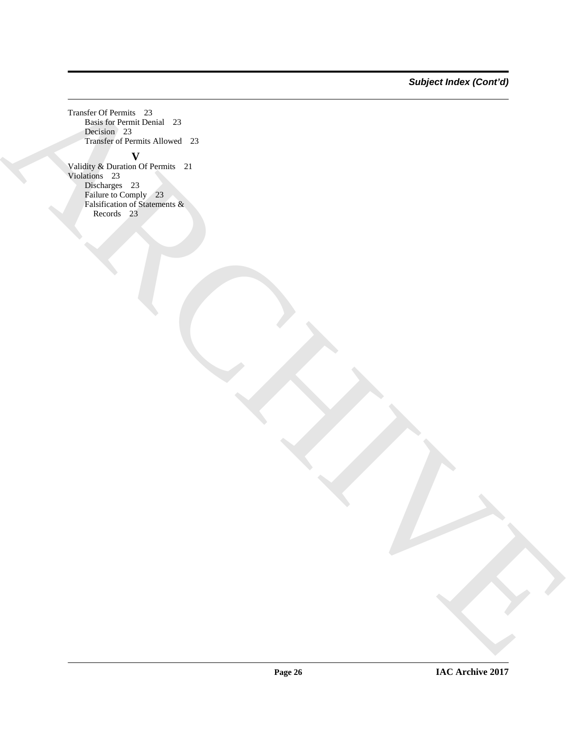Transfer Of Permits 23
- Basis for Permit Denial 23
- Decision 23
- Transfer of Permits Allowed 23

**V**

Validity & Duration Of Permits 21

Violations 23
- Discharges 23
- Failure to Comply 23
- Falsification of Statements & Records 23